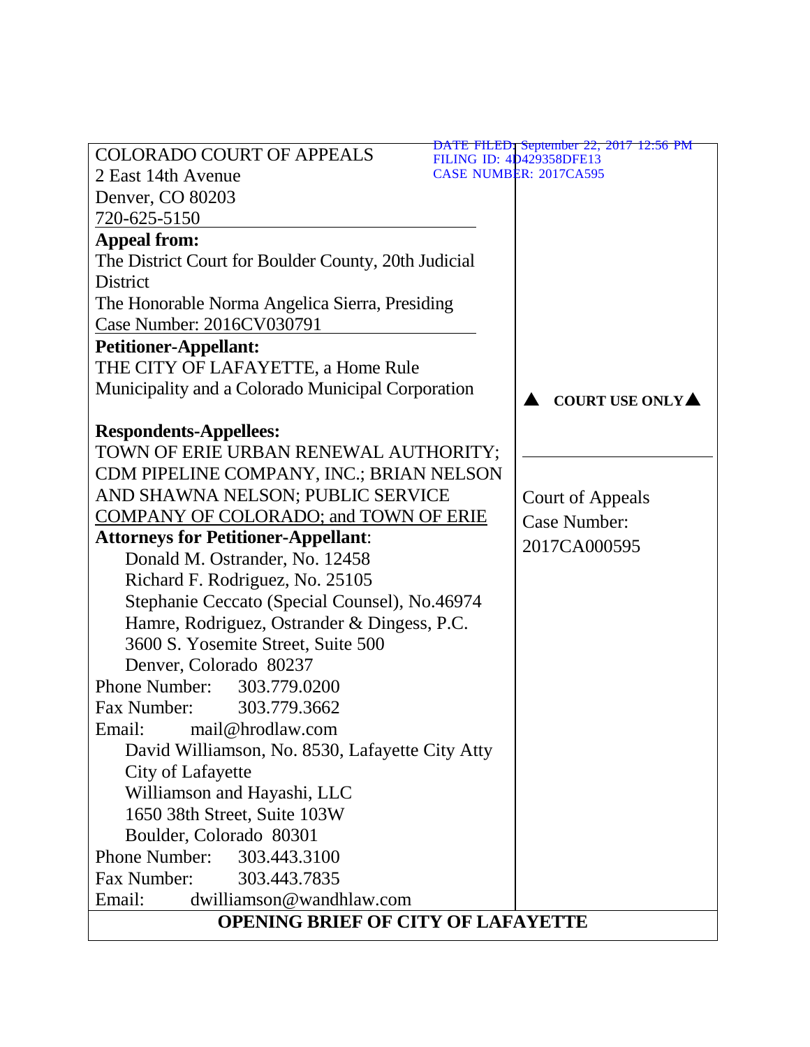DATE FILED: September 22, 2017 12:56 PM
FILING ID: 4D429358DFE13
CASE NUMBER: 2017CA595

COLORADO COURT OF APPEALS
2 East 14th Avenue
Denver, CO 80203
720-625-5150

**Appeal from:**
The District Court for Boulder County, 20th Judicial District
The Honorable Norma Angelica Sierra, Presiding
Case Number: 2016CV030791

**Petitioner-Appellant:**
THE CITY OF LAFAYETTE, a Home Rule Municipality and a Colorado Municipal Corporation

**Respondents-Appellees:**
TOWN OF ERIE URBAN RENEWAL AUTHORITY; CDM PIPELINE COMPANY, INC.; BRIAN NELSON AND SHAWNA NELSON; PUBLIC SERVICE COMPANY OF COLORADO; and TOWN OF ERIE

▲ **COURT USE ONLY** ▲

Court of Appeals Case Number: 2017CA000595

**Attorneys for Petitioner-Appellant**:
Donald M. Ostrander, No. 12458
Richard F. Rodriguez, No. 25105
Stephanie Ceccato (Special Counsel), No.46974
Hamre, Rodriguez, Ostrander & Dingess, P.C.
3600 S. Yosemite Street, Suite 500
Denver, Colorado 80237
Phone Number: 303.779.0200
Fax Number: 303.779.3662
Email: mail@hrodlaw.com

David Williamson, No. 8530, Lafayette City Atty
City of Lafayette
Williamson and Hayashi, LLC
1650 38th Street, Suite 103W
Boulder, Colorado 80301
Phone Number: 303.443.3100
Fax Number: 303.443.7835
Email: dwilliamson@wandhlaw.com

# OPENING BRIEF OF CITY OF LAFAYETTE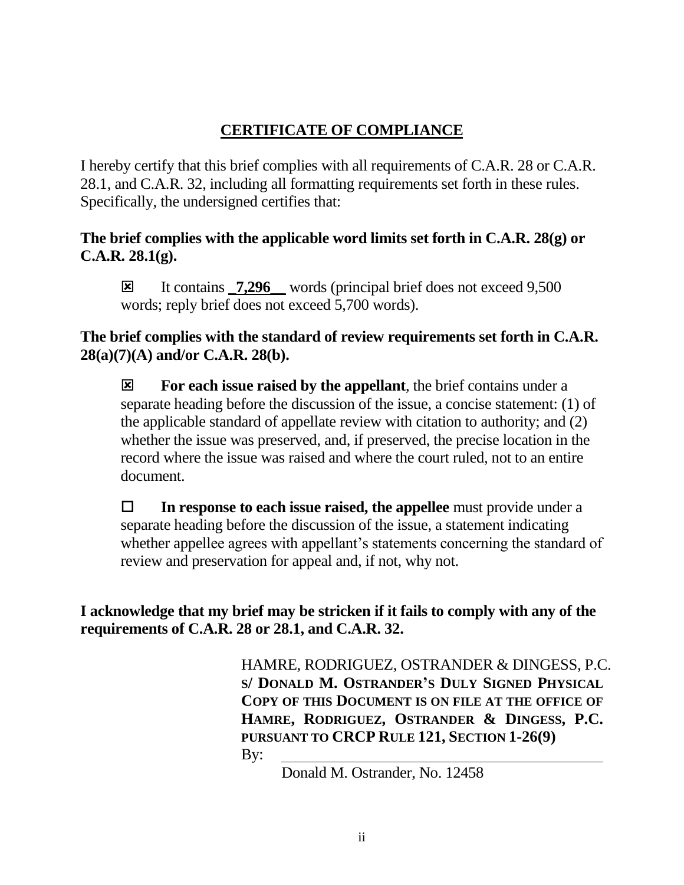## CERTIFICATE OF COMPLIANCE

I hereby certify that this brief complies with all requirements of C.A.R. 28 or C.A.R. 28.1, and C.A.R. 32, including all formatting requirements set forth in these rules. Specifically, the undersigned certifies that:

**The brief complies with the applicable word limits set forth in C.A.R. 28(g) or C.A.R. 28.1(g).**

☒ It contains **7,296** words (principal brief does not exceed 9,500 words; reply brief does not exceed 5,700 words).

**The brief complies with the standard of review requirements set forth in C.A.R. 28(a)(7)(A) and/or C.A.R. 28(b).**

☒ **For each issue raised by the appellant**, the brief contains under a separate heading before the discussion of the issue, a concise statement: (1) of the applicable standard of appellate review with citation to authority; and (2) whether the issue was preserved, and, if preserved, the precise location in the record where the issue was raised and where the court ruled, not to an entire document.

☐ **In response to each issue raised, the appellee** must provide under a separate heading before the discussion of the issue, a statement indicating whether appellee agrees with appellant's statements concerning the standard of review and preservation for appeal and, if not, why not.

**I acknowledge that my brief may be stricken if it fails to comply with any of the requirements of C.A.R. 28 or 28.1, and C.A.R. 32.**

HAMRE, RODRIGUEZ, OSTRANDER & DINGESS, P.C.
**S/ DONALD M. OSTRANDER'S DULY SIGNED PHYSICAL COPY OF THIS DOCUMENT IS ON FILE AT THE OFFICE OF HAMRE, RODRIGUEZ, OSTRANDER & DINGESS, P.C. PURSUANT TO CRCP RULE 121, SECTION 1-26(9)**

By: ______________________________

Donald M. Ostrander, No. 12458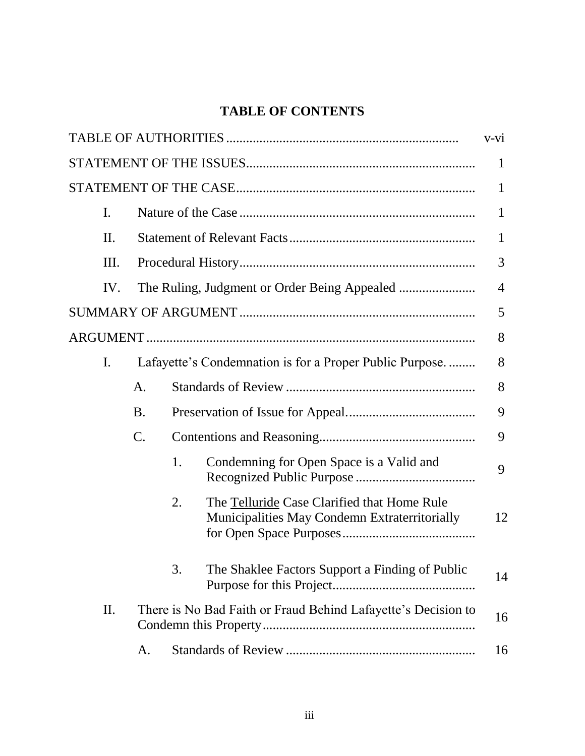# TABLE OF CONTENTS

| | | | | |
|---|---|---|---|---|
| TABLE OF AUTHORITIES | | | | v-vi |
| STATEMENT OF THE ISSUES | | | | 1 |
| STATEMENT OF THE CASE | | | | 1 |
| I. | Nature of the Case | | | 1 |
| II. | Statement of Relevant Facts | | | 1 |
| III. | Procedural History | | | 3 |
| IV. | The Ruling, Judgment or Order Being Appealed | | | 4 |
| SUMMARY OF ARGUMENT | | | | 5 |
| ARGUMENT | | | | 8 |
| I. | Lafayette's Condemnation is for a Proper Public Purpose. | | | 8 |
| | A. | Standards of Review | | 8 |
| | B. | Preservation of Issue for Appeal. | | 9 |
| | C. | Contentions and Reasoning | | 9 |
| | | 1. | Condemning for Open Space is a Valid and Recognized Public Purpose | 9 |
| | | 2. | The Telluride Case Clarified that Home Rule Municipalities May Condemn Extraterritorially for Open Space Purposes | 12 |
| | | 3. | The Shaklee Factors Support a Finding of Public Purpose for this Project | 14 |
| II. | There is No Bad Faith or Fraud Behind Lafayette's Decision to Condemn this Property | | | 16 |
| | A. | Standards of Review | | 16 |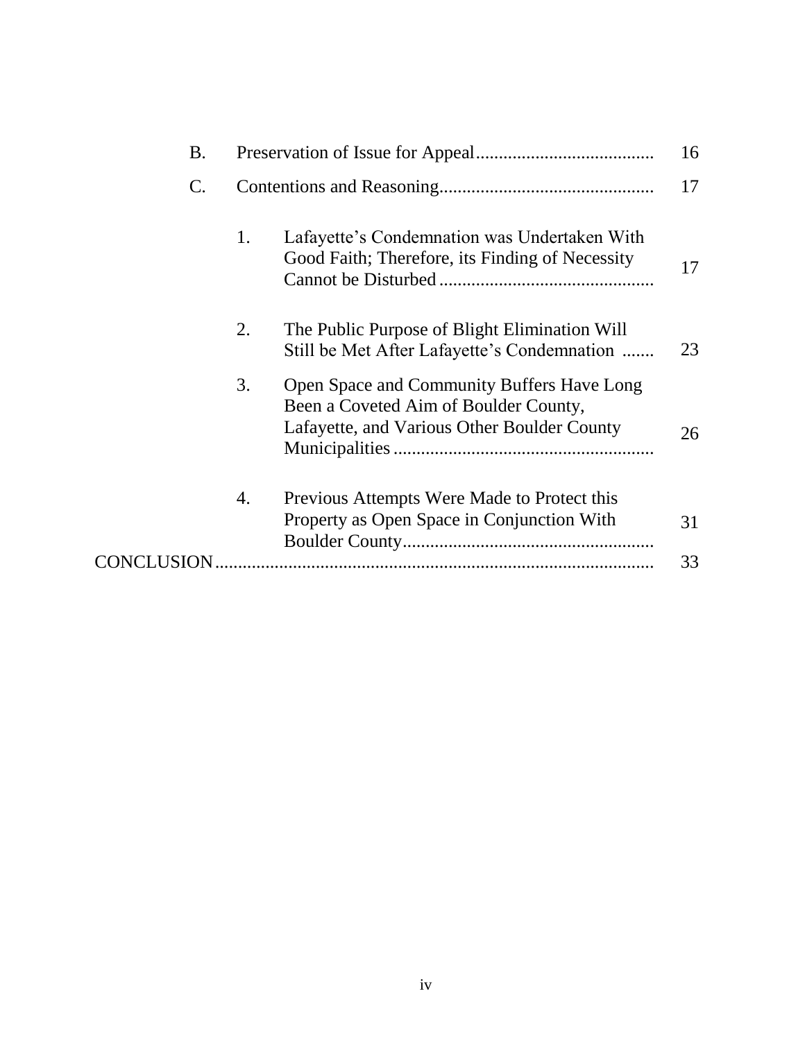| | | | |
|---|---|---|---|
| B. | | Preservation of Issue for Appeal | 16 |
| C. | | Contentions and Reasoning | 17 |
| | 1. | Lafayette's Condemnation was Undertaken With Good Faith; Therefore, its Finding of Necessity Cannot be Disturbed | 17 |
| | 2. | The Public Purpose of Blight Elimination Will Still be Met After Lafayette's Condemnation | 23 |
| | 3. | Open Space and Community Buffers Have Long Been a Coveted Aim of Boulder County, Lafayette, and Various Other Boulder County Municipalities | 26 |
| | 4. | Previous Attempts Were Made to Protect this Property as Open Space in Conjunction With Boulder County | 31 |
| CONCLUSION | | | 33 |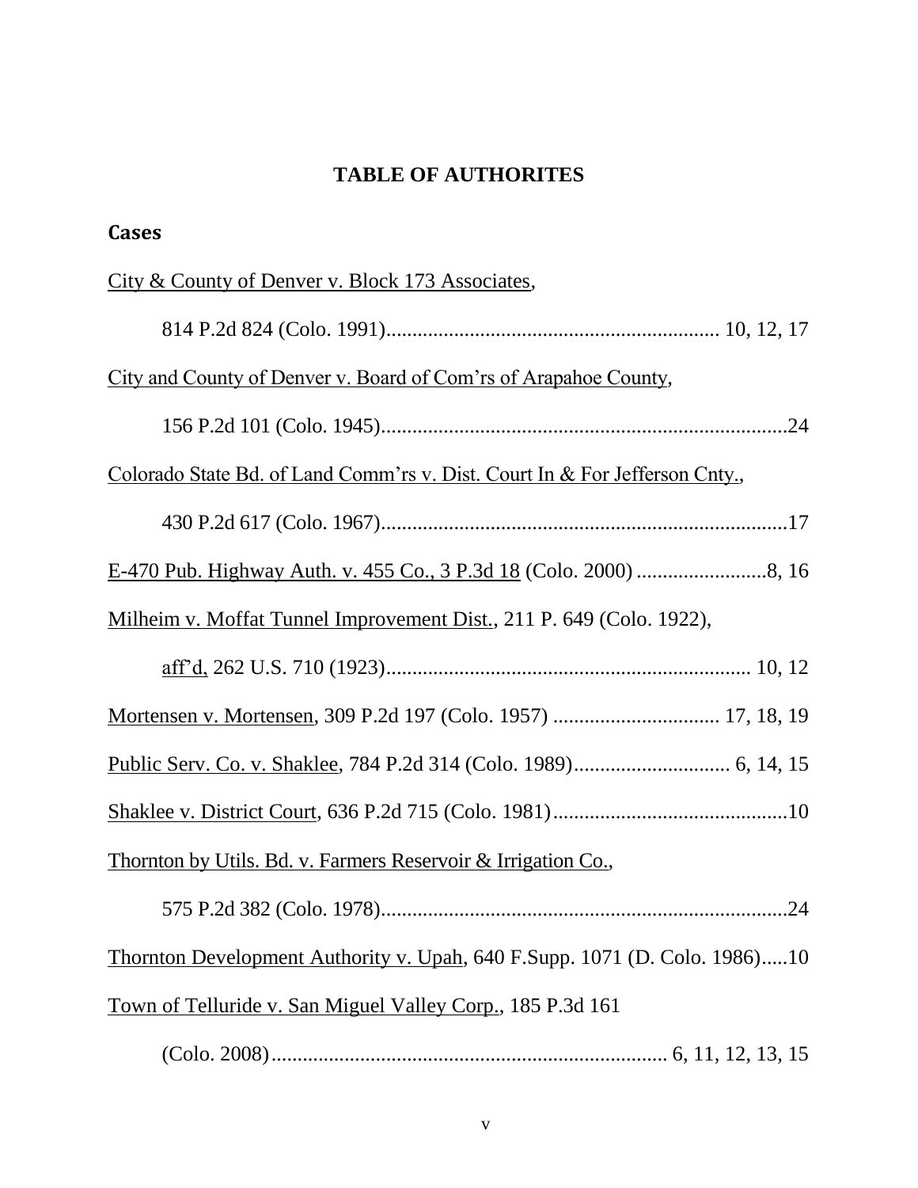# TABLE OF AUTHORITES

## Cases

City & County of Denver v. Block 173 Associates,

814 P.2d 824 (Colo. 1991)............................................................... 10, 12, 17

City and County of Denver v. Board of Com'rs of Arapahoe County,

156 P.2d 101 (Colo. 1945)..............................................................................24

Colorado State Bd. of Land Comm'rs v. Dist. Court In & For Jefferson Cnty.,

430 P.2d 617 (Colo. 1967)..............................................................................17

E-470 Pub. Highway Auth. v. 455 Co., 3 P.3d 18 (Colo. 2000) .........................8, 16

Milheim v. Moffat Tunnel Improvement Dist., 211 P. 649 (Colo. 1922),

aff'd, 262 U.S. 710 (1923)..................................................................... 10, 12

Mortensen v. Mortensen, 309 P.2d 197 (Colo. 1957) ................................ 17, 18, 19

Public Serv. Co. v. Shaklee, 784 P.2d 314 (Colo. 1989).............................. 6, 14, 15

Shaklee v. District Court, 636 P.2d 715 (Colo. 1981).............................................10

Thornton by Utils. Bd. v. Farmers Reservoir & Irrigation Co.,

575 P.2d 382 (Colo. 1978)..............................................................................24

Thornton Development Authority v. Upah, 640 F.Supp. 1071 (D. Colo. 1986).....10

Town of Telluride v. San Miguel Valley Corp., 185 P.3d 161

(Colo. 2008)........................................................................... 6, 11, 12, 13, 15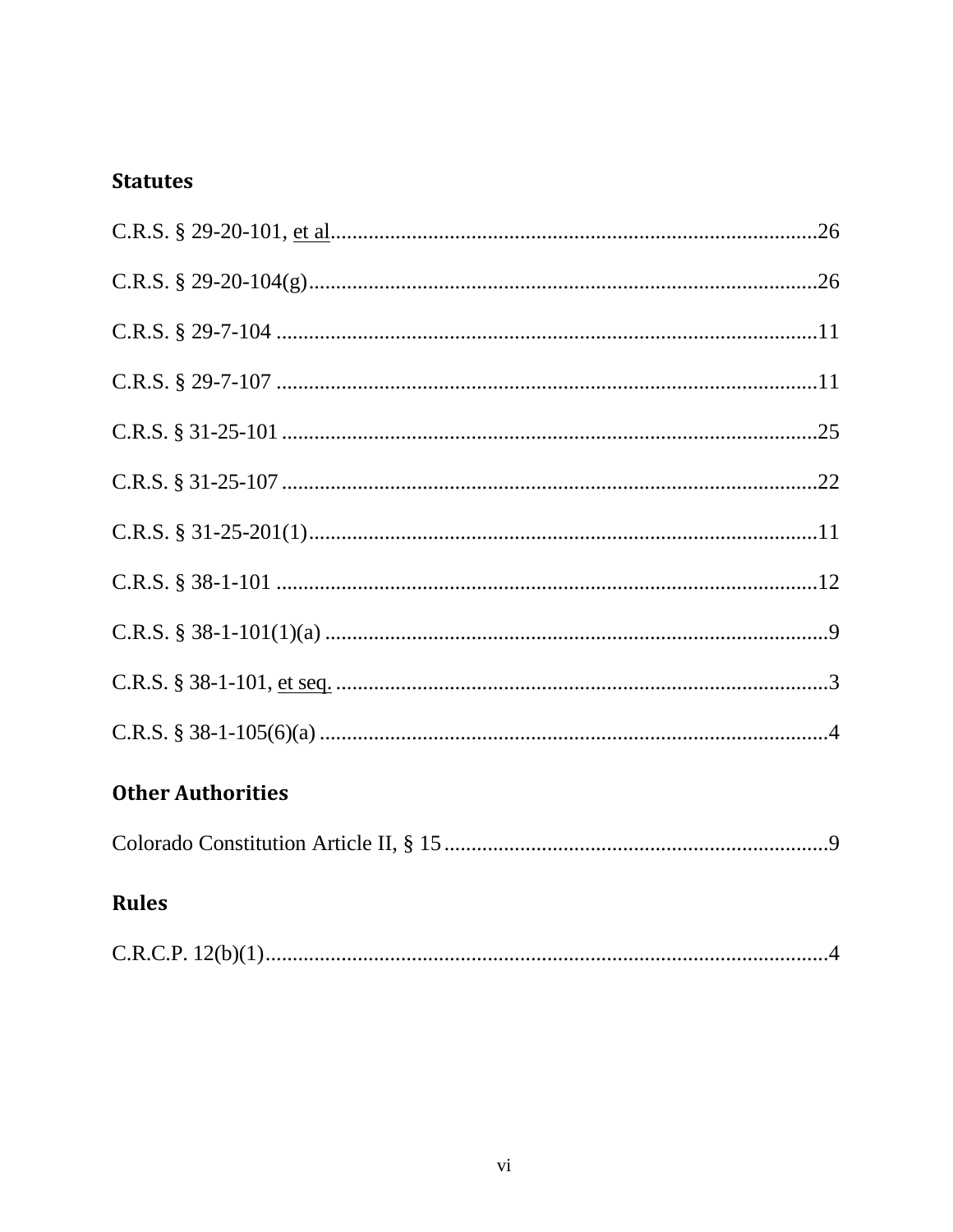### Statutes

C.R.S. § 29-20-101, <u>et al</u>.........................................................................................26

C.R.S. § 29-20-104(g)..........................................................................................26

C.R.S. § 29-7-104 ..................................................................................................11

C.R.S. § 29-7-107 ..................................................................................................11

C.R.S. § 31-25-101 ................................................................................................25

C.R.S. § 31-25-107 ................................................................................................22

C.R.S. § 31-25-201(1)...........................................................................................11

C.R.S. § 38-1-101 ..................................................................................................12

C.R.S. § 38-1-101(1)(a) ...........................................................................................9

C.R.S. § 38-1-101, <u>et seq.</u> .......................................................................................3

C.R.S. § 38-1-105(6)(a) ...........................................................................................4

### Other Authorities

Colorado Constitution Article II, § 15......................................................................9

### Rules

C.R.C.P. 12(b)(1).....................................................................................................4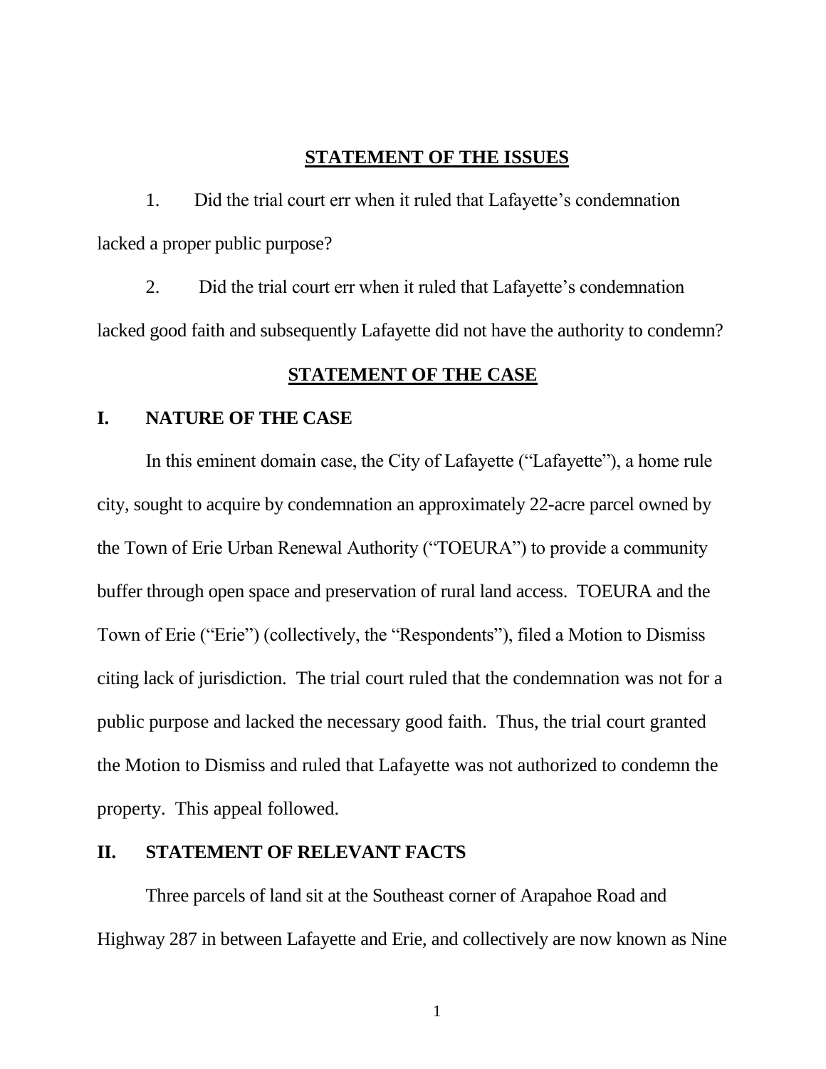## STATEMENT OF THE ISSUES

1. Did the trial court err when it ruled that Lafayette's condemnation lacked a proper public purpose?

2. Did the trial court err when it ruled that Lafayette's condemnation lacked good faith and subsequently Lafayette did not have the authority to condemn?

## STATEMENT OF THE CASE

### I. NATURE OF THE CASE

In this eminent domain case, the City of Lafayette ("Lafayette"), a home rule city, sought to acquire by condemnation an approximately 22-acre parcel owned by the Town of Erie Urban Renewal Authority ("TOEURA") to provide a community buffer through open space and preservation of rural land access. TOEURA and the Town of Erie ("Erie") (collectively, the "Respondents"), filed a Motion to Dismiss citing lack of jurisdiction. The trial court ruled that the condemnation was not for a public purpose and lacked the necessary good faith. Thus, the trial court granted the Motion to Dismiss and ruled that Lafayette was not authorized to condemn the property. This appeal followed.

### II. STATEMENT OF RELEVANT FACTS

Three parcels of land sit at the Southeast corner of Arapahoe Road and Highway 287 in between Lafayette and Erie, and collectively are now known as Nine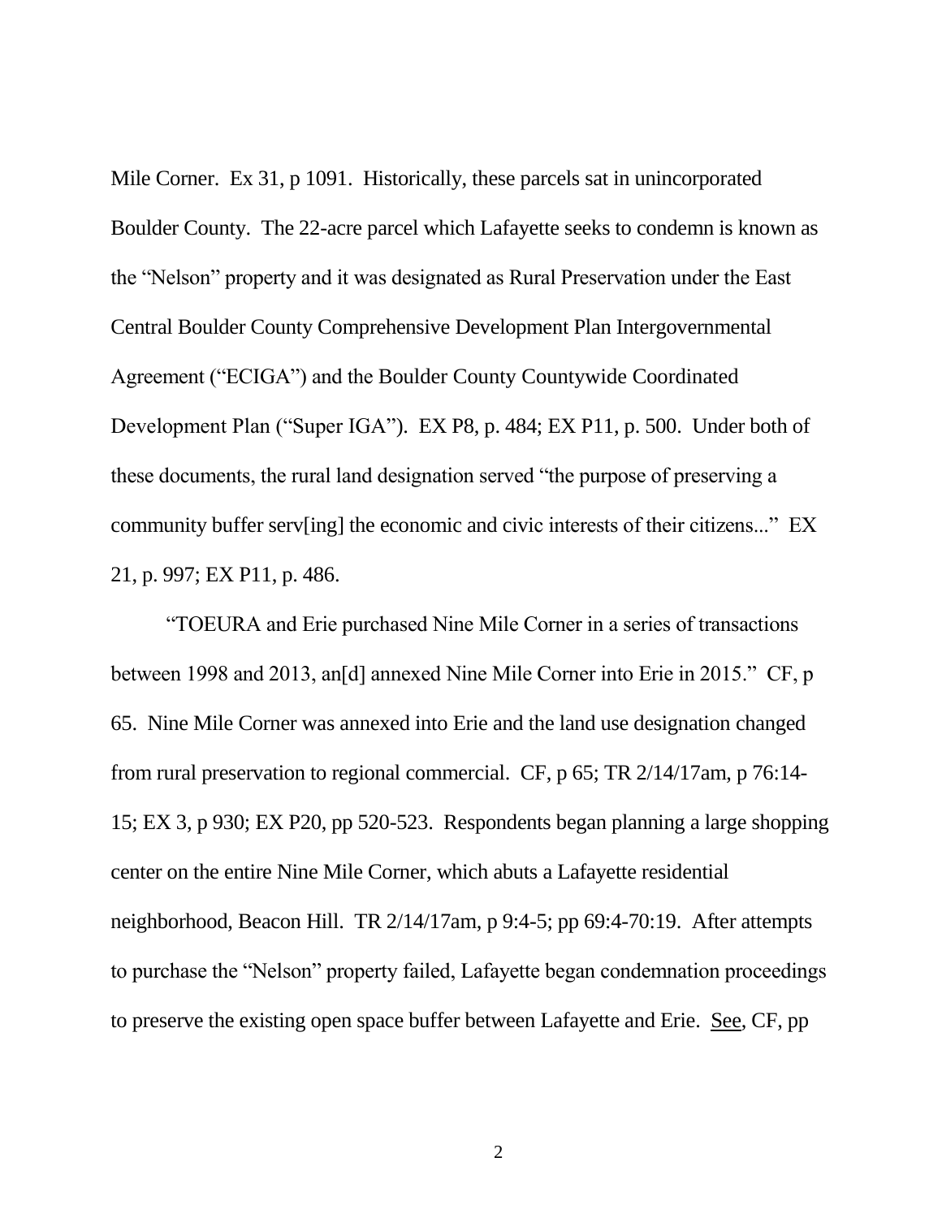Mile Corner. Ex 31, p 1091. Historically, these parcels sat in unincorporated Boulder County. The 22-acre parcel which Lafayette seeks to condemn is known as the "Nelson" property and it was designated as Rural Preservation under the East Central Boulder County Comprehensive Development Plan Intergovernmental Agreement ("ECIGA") and the Boulder County Countywide Coordinated Development Plan ("Super IGA"). EX P8, p. 484; EX P11, p. 500. Under both of these documents, the rural land designation served "the purpose of preserving a community buffer serv[ing] the economic and civic interests of their citizens..." EX 21, p. 997; EX P11, p. 486.

"TOEURA and Erie purchased Nine Mile Corner in a series of transactions between 1998 and 2013, an[d] annexed Nine Mile Corner into Erie in 2015." CF, p 65. Nine Mile Corner was annexed into Erie and the land use designation changed from rural preservation to regional commercial. CF, p 65; TR 2/14/17am, p 76:14-15; EX 3, p 930; EX P20, pp 520-523. Respondents began planning a large shopping center on the entire Nine Mile Corner, which abuts a Lafayette residential neighborhood, Beacon Hill. TR 2/14/17am, p 9:4-5; pp 69:4-70:19. After attempts to purchase the "Nelson" property failed, Lafayette began condemnation proceedings to preserve the existing open space buffer between Lafayette and Erie. See, CF, pp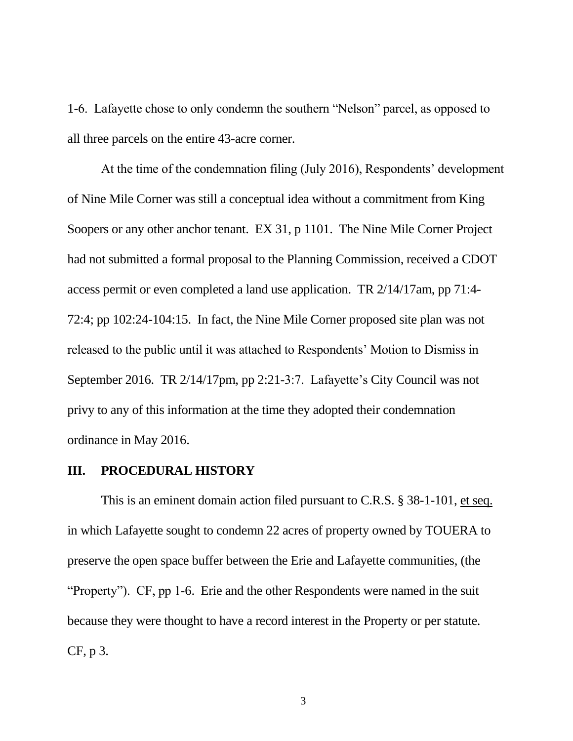1-6. Lafayette chose to only condemn the southern "Nelson" parcel, as opposed to all three parcels on the entire 43-acre corner.

At the time of the condemnation filing (July 2016), Respondents' development of Nine Mile Corner was still a conceptual idea without a commitment from King Soopers or any other anchor tenant. EX 31, p 1101. The Nine Mile Corner Project had not submitted a formal proposal to the Planning Commission, received a CDOT access permit or even completed a land use application. TR 2/14/17am, pp 71:4-72:4; pp 102:24-104:15. In fact, the Nine Mile Corner proposed site plan was not released to the public until it was attached to Respondents' Motion to Dismiss in September 2016. TR 2/14/17pm, pp 2:21-3:7. Lafayette's City Council was not privy to any of this information at the time they adopted their condemnation ordinance in May 2016.

## III. PROCEDURAL HISTORY

This is an eminent domain action filed pursuant to C.R.S. § 38-1-101, et seq. in which Lafayette sought to condemn 22 acres of property owned by TOUERA to preserve the open space buffer between the Erie and Lafayette communities, (the "Property"). CF, pp 1-6. Erie and the other Respondents were named in the suit because they were thought to have a record interest in the Property or per statute. CF, p 3.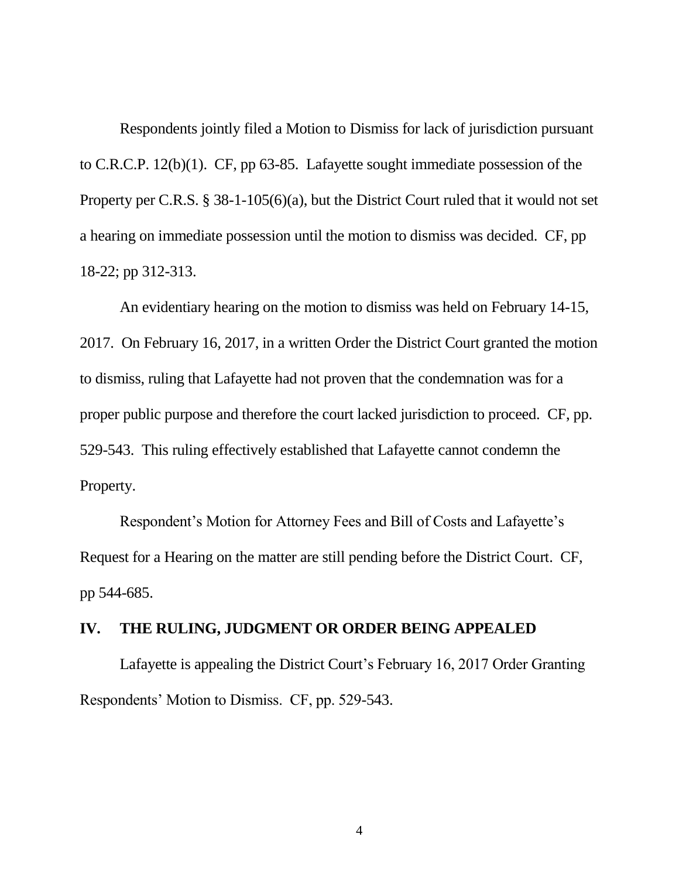Respondents jointly filed a Motion to Dismiss for lack of jurisdiction pursuant to C.R.C.P. 12(b)(1). CF, pp 63-85. Lafayette sought immediate possession of the Property per C.R.S. § 38-1-105(6)(a), but the District Court ruled that it would not set a hearing on immediate possession until the motion to dismiss was decided. CF, pp 18-22; pp 312-313.

An evidentiary hearing on the motion to dismiss was held on February 14-15, 2017. On February 16, 2017, in a written Order the District Court granted the motion to dismiss, ruling that Lafayette had not proven that the condemnation was for a proper public purpose and therefore the court lacked jurisdiction to proceed. CF, pp. 529-543. This ruling effectively established that Lafayette cannot condemn the Property.

Respondent's Motion for Attorney Fees and Bill of Costs and Lafayette's Request for a Hearing on the matter are still pending before the District Court. CF, pp 544-685.

## IV. THE RULING, JUDGMENT OR ORDER BEING APPEALED

Lafayette is appealing the District Court's February 16, 2017 Order Granting Respondents' Motion to Dismiss. CF, pp. 529-543.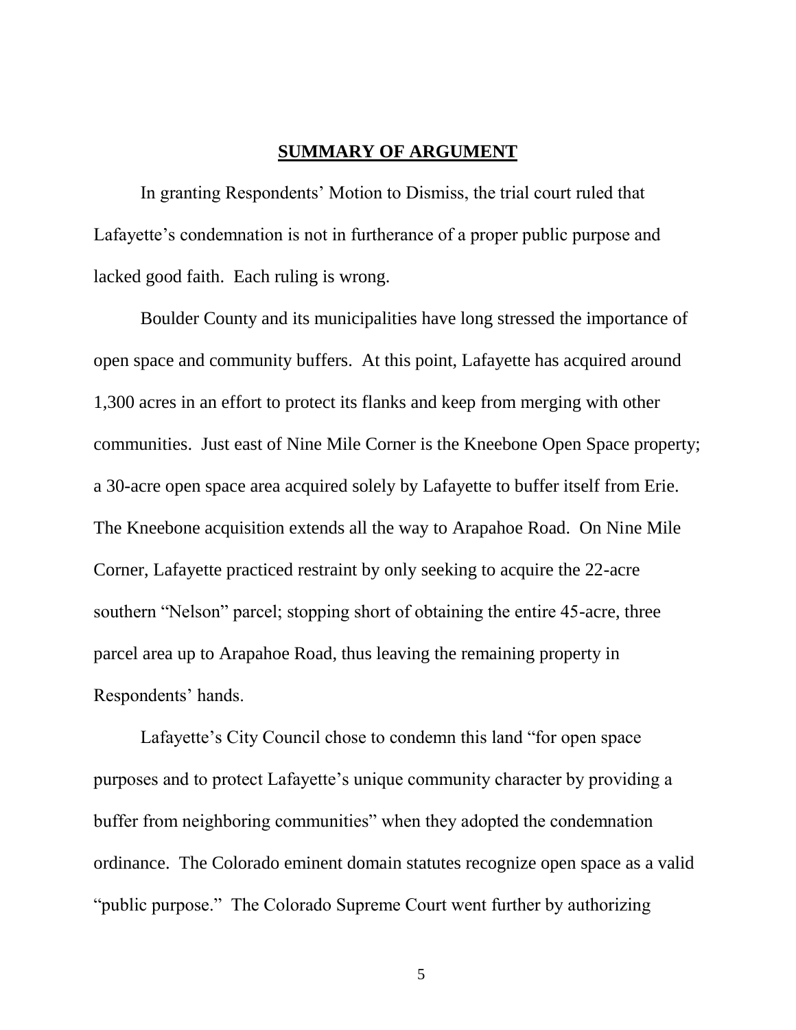## SUMMARY OF ARGUMENT

In granting Respondents' Motion to Dismiss, the trial court ruled that Lafayette's condemnation is not in furtherance of a proper public purpose and lacked good faith. Each ruling is wrong.

Boulder County and its municipalities have long stressed the importance of open space and community buffers. At this point, Lafayette has acquired around 1,300 acres in an effort to protect its flanks and keep from merging with other communities. Just east of Nine Mile Corner is the Kneebone Open Space property; a 30-acre open space area acquired solely by Lafayette to buffer itself from Erie. The Kneebone acquisition extends all the way to Arapahoe Road. On Nine Mile Corner, Lafayette practiced restraint by only seeking to acquire the 22-acre southern "Nelson" parcel; stopping short of obtaining the entire 45-acre, three parcel area up to Arapahoe Road, thus leaving the remaining property in Respondents' hands.

Lafayette's City Council chose to condemn this land "for open space purposes and to protect Lafayette's unique community character by providing a buffer from neighboring communities" when they adopted the condemnation ordinance. The Colorado eminent domain statutes recognize open space as a valid "public purpose." The Colorado Supreme Court went further by authorizing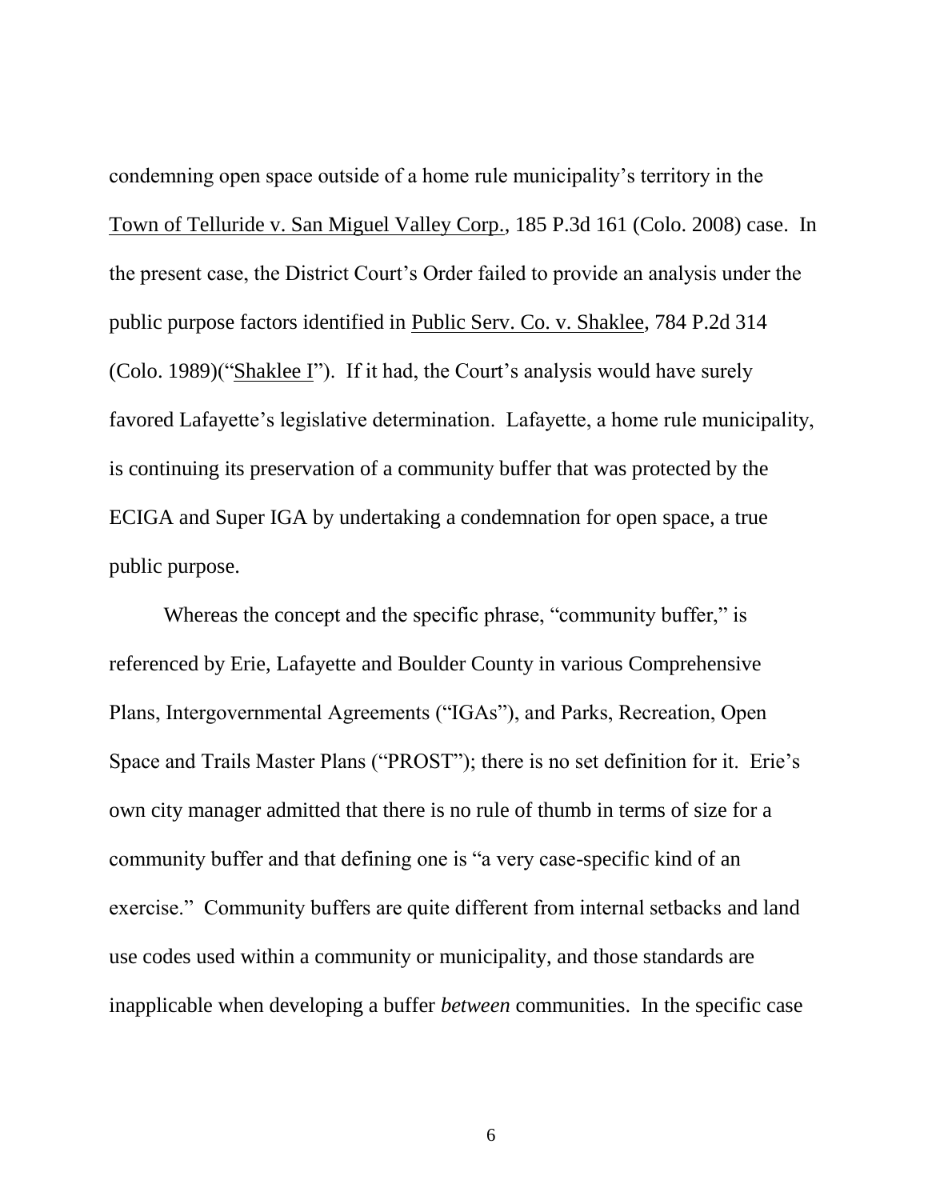condemning open space outside of a home rule municipality's territory in the Town of Telluride v. San Miguel Valley Corp., 185 P.3d 161 (Colo. 2008) case. In the present case, the District Court's Order failed to provide an analysis under the public purpose factors identified in Public Serv. Co. v. Shaklee, 784 P.2d 314 (Colo. 1989)("Shaklee I"). If it had, the Court's analysis would have surely favored Lafayette's legislative determination. Lafayette, a home rule municipality, is continuing its preservation of a community buffer that was protected by the ECIGA and Super IGA by undertaking a condemnation for open space, a true public purpose.

Whereas the concept and the specific phrase, "community buffer," is referenced by Erie, Lafayette and Boulder County in various Comprehensive Plans, Intergovernmental Agreements ("IGAs"), and Parks, Recreation, Open Space and Trails Master Plans ("PROST"); there is no set definition for it. Erie's own city manager admitted that there is no rule of thumb in terms of size for a community buffer and that defining one is "a very case-specific kind of an exercise." Community buffers are quite different from internal setbacks and land use codes used within a community or municipality, and those standards are inapplicable when developing a buffer *between* communities. In the specific case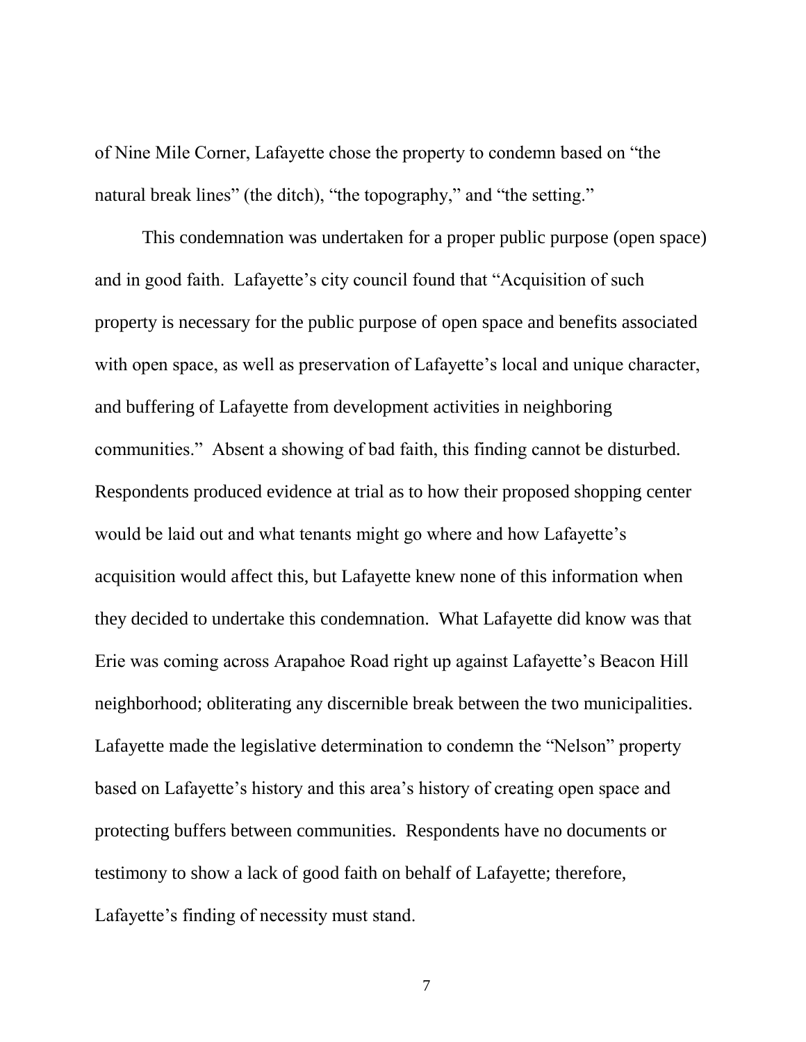of Nine Mile Corner, Lafayette chose the property to condemn based on "the natural break lines" (the ditch), "the topography," and "the setting."

This condemnation was undertaken for a proper public purpose (open space) and in good faith. Lafayette's city council found that "Acquisition of such property is necessary for the public purpose of open space and benefits associated with open space, as well as preservation of Lafayette's local and unique character, and buffering of Lafayette from development activities in neighboring communities." Absent a showing of bad faith, this finding cannot be disturbed. Respondents produced evidence at trial as to how their proposed shopping center would be laid out and what tenants might go where and how Lafayette's acquisition would affect this, but Lafayette knew none of this information when they decided to undertake this condemnation. What Lafayette did know was that Erie was coming across Arapahoe Road right up against Lafayette's Beacon Hill neighborhood; obliterating any discernible break between the two municipalities. Lafayette made the legislative determination to condemn the "Nelson" property based on Lafayette's history and this area's history of creating open space and protecting buffers between communities. Respondents have no documents or testimony to show a lack of good faith on behalf of Lafayette; therefore, Lafayette's finding of necessity must stand.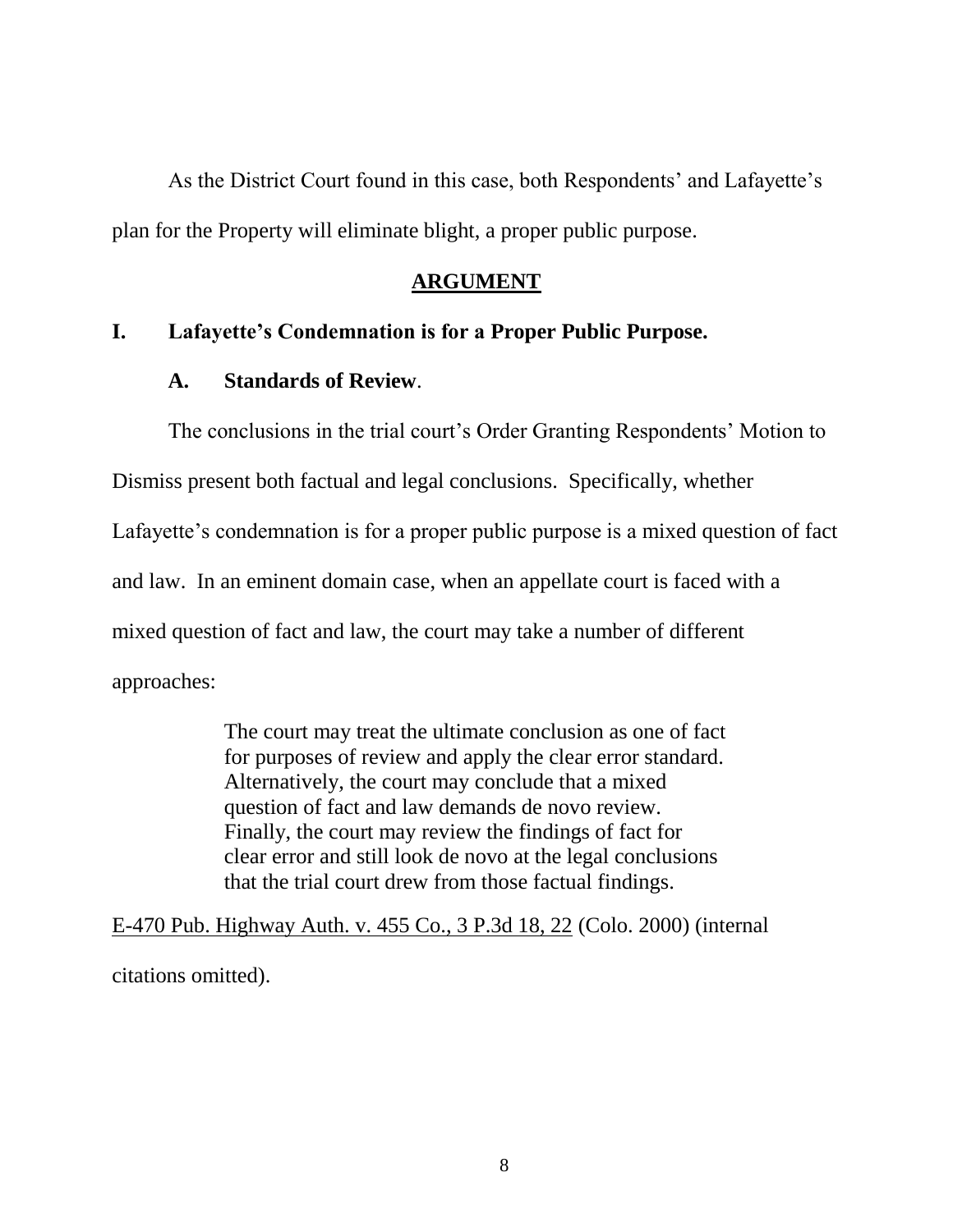As the District Court found in this case, both Respondents' and Lafayette's plan for the Property will eliminate blight, a proper public purpose.

## ARGUMENT

### I. Lafayette's Condemnation is for a Proper Public Purpose.

#### A. Standards of Review.

The conclusions in the trial court's Order Granting Respondents' Motion to Dismiss present both factual and legal conclusions. Specifically, whether Lafayette's condemnation is for a proper public purpose is a mixed question of fact and law. In an eminent domain case, when an appellate court is faced with a mixed question of fact and law, the court may take a number of different approaches:

> The court may treat the ultimate conclusion as one of fact for purposes of review and apply the clear error standard. Alternatively, the court may conclude that a mixed question of fact and law demands de novo review. Finally, the court may review the findings of fact for clear error and still look de novo at the legal conclusions that the trial court drew from those factual findings.

E-470 Pub. Highway Auth. v. 455 Co., 3 P.3d 18, 22 (Colo. 2000) (internal citations omitted).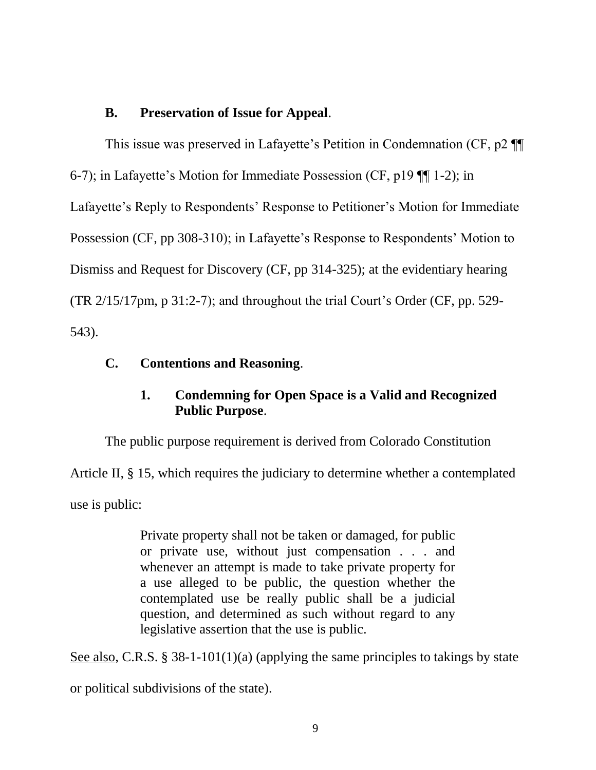### B. Preservation of Issue for Appeal.

This issue was preserved in Lafayette's Petition in Condemnation (CF, p2 ¶¶ 6-7); in Lafayette's Motion for Immediate Possession (CF, p19 ¶¶ 1-2); in Lafayette's Reply to Respondents' Response to Petitioner's Motion for Immediate Possession (CF, pp 308-310); in Lafayette's Response to Respondents' Motion to Dismiss and Request for Discovery (CF, pp 314-325); at the evidentiary hearing (TR 2/15/17pm, p 31:2-7); and throughout the trial Court's Order (CF, pp. 529-543).

### C. Contentions and Reasoning.

#### 1. Condemning for Open Space is a Valid and Recognized Public Purpose.

The public purpose requirement is derived from Colorado Constitution Article II, § 15, which requires the judiciary to determine whether a contemplated use is public:

> Private property shall not be taken or damaged, for public or private use, without just compensation . . . and whenever an attempt is made to take private property for a use alleged to be public, the question whether the contemplated use be really public shall be a judicial question, and determined as such without regard to any legislative assertion that the use is public.

See also, C.R.S. § 38-1-101(1)(a) (applying the same principles to takings by state or political subdivisions of the state).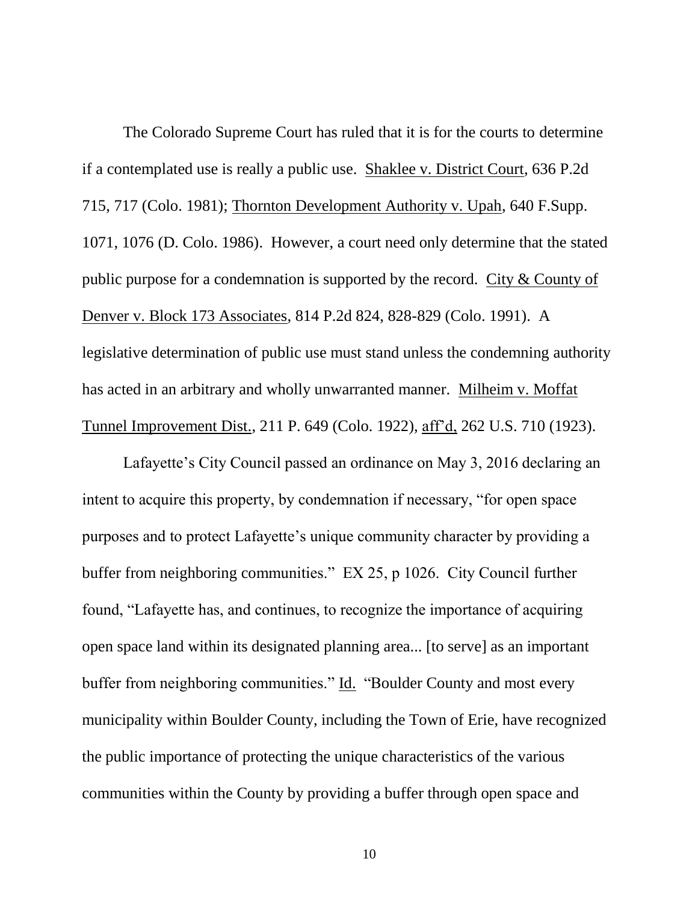The Colorado Supreme Court has ruled that it is for the courts to determine if a contemplated use is really a public use. Shaklee v. District Court, 636 P.2d 715, 717 (Colo. 1981); Thornton Development Authority v. Upah, 640 F.Supp. 1071, 1076 (D. Colo. 1986). However, a court need only determine that the stated public purpose for a condemnation is supported by the record. City & County of Denver v. Block 173 Associates, 814 P.2d 824, 828-829 (Colo. 1991). A legislative determination of public use must stand unless the condemning authority has acted in an arbitrary and wholly unwarranted manner. Milheim v. Moffat Tunnel Improvement Dist., 211 P. 649 (Colo. 1922), aff'd, 262 U.S. 710 (1923).

Lafayette's City Council passed an ordinance on May 3, 2016 declaring an intent to acquire this property, by condemnation if necessary, "for open space purposes and to protect Lafayette's unique community character by providing a buffer from neighboring communities." EX 25, p 1026. City Council further found, "Lafayette has, and continues, to recognize the importance of acquiring open space land within its designated planning area... [to serve] as an important buffer from neighboring communities." Id. "Boulder County and most every municipality within Boulder County, including the Town of Erie, have recognized the public importance of protecting the unique characteristics of the various communities within the County by providing a buffer through open space and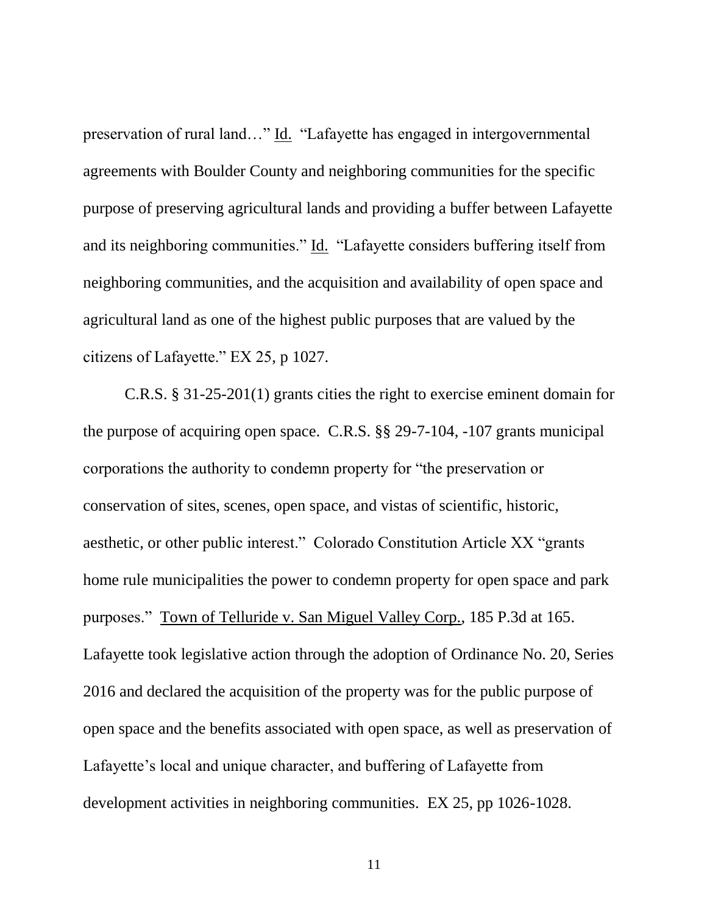preservation of rural land…" Id. "Lafayette has engaged in intergovernmental agreements with Boulder County and neighboring communities for the specific purpose of preserving agricultural lands and providing a buffer between Lafayette and its neighboring communities." Id. "Lafayette considers buffering itself from neighboring communities, and the acquisition and availability of open space and agricultural land as one of the highest public purposes that are valued by the citizens of Lafayette." EX 25, p 1027.

C.R.S. § 31-25-201(1) grants cities the right to exercise eminent domain for the purpose of acquiring open space. C.R.S. §§ 29-7-104, -107 grants municipal corporations the authority to condemn property for "the preservation or conservation of sites, scenes, open space, and vistas of scientific, historic, aesthetic, or other public interest." Colorado Constitution Article XX "grants home rule municipalities the power to condemn property for open space and park purposes." Town of Telluride v. San Miguel Valley Corp., 185 P.3d at 165. Lafayette took legislative action through the adoption of Ordinance No. 20, Series 2016 and declared the acquisition of the property was for the public purpose of open space and the benefits associated with open space, as well as preservation of Lafayette's local and unique character, and buffering of Lafayette from development activities in neighboring communities. EX 25, pp 1026-1028.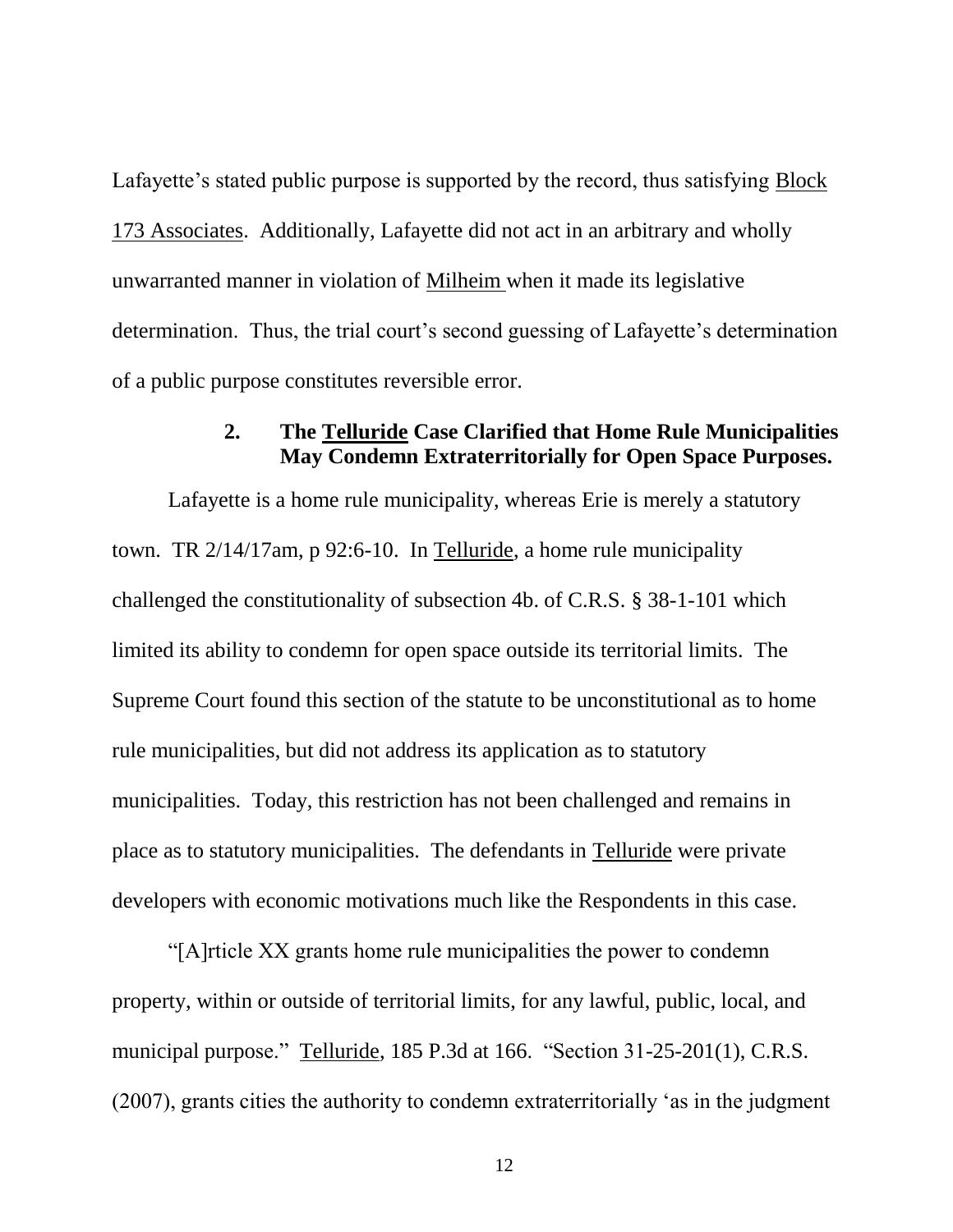Lafayette's stated public purpose is supported by the record, thus satisfying Block 173 Associates. Additionally, Lafayette did not act in an arbitrary and wholly unwarranted manner in violation of Milheim when it made its legislative determination. Thus, the trial court's second guessing of Lafayette's determination of a public purpose constitutes reversible error.

### 2. The Telluride Case Clarified that Home Rule Municipalities May Condemn Extraterritorially for Open Space Purposes.

Lafayette is a home rule municipality, whereas Erie is merely a statutory town. TR 2/14/17am, p 92:6-10. In Telluride, a home rule municipality challenged the constitutionality of subsection 4b. of C.R.S. § 38-1-101 which limited its ability to condemn for open space outside its territorial limits. The Supreme Court found this section of the statute to be unconstitutional as to home rule municipalities, but did not address its application as to statutory municipalities. Today, this restriction has not been challenged and remains in place as to statutory municipalities. The defendants in Telluride were private developers with economic motivations much like the Respondents in this case.

"[A]rticle XX grants home rule municipalities the power to condemn property, within or outside of territorial limits, for any lawful, public, local, and municipal purpose." Telluride, 185 P.3d at 166. "Section 31-25-201(1), C.R.S. (2007), grants cities the authority to condemn extraterritorially 'as in the judgment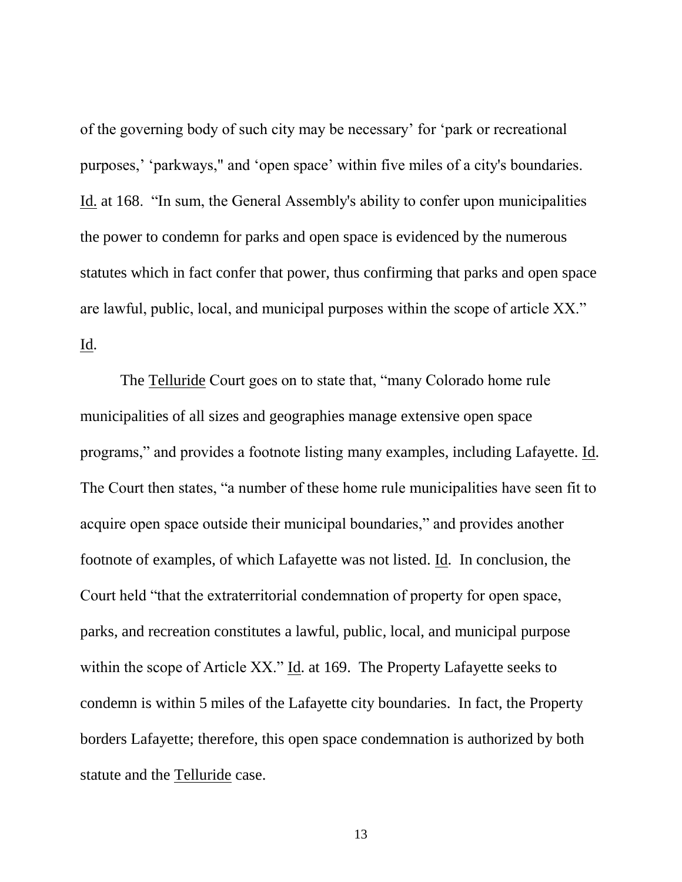of the governing body of such city may be necessary' for 'park or recreational purposes,' 'parkways," and 'open space' within five miles of a city's boundaries. Id. at 168. "In sum, the General Assembly's ability to confer upon municipalities the power to condemn for parks and open space is evidenced by the numerous statutes which in fact confer that power, thus confirming that parks and open space are lawful, public, local, and municipal purposes within the scope of article XX." Id.

The Telluride Court goes on to state that, "many Colorado home rule municipalities of all sizes and geographies manage extensive open space programs," and provides a footnote listing many examples, including Lafayette. Id. The Court then states, "a number of these home rule municipalities have seen fit to acquire open space outside their municipal boundaries," and provides another footnote of examples, of which Lafayette was not listed. Id. In conclusion, the Court held "that the extraterritorial condemnation of property for open space, parks, and recreation constitutes a lawful, public, local, and municipal purpose within the scope of Article XX." Id. at 169. The Property Lafayette seeks to condemn is within 5 miles of the Lafayette city boundaries. In fact, the Property borders Lafayette; therefore, this open space condemnation is authorized by both statute and the Telluride case.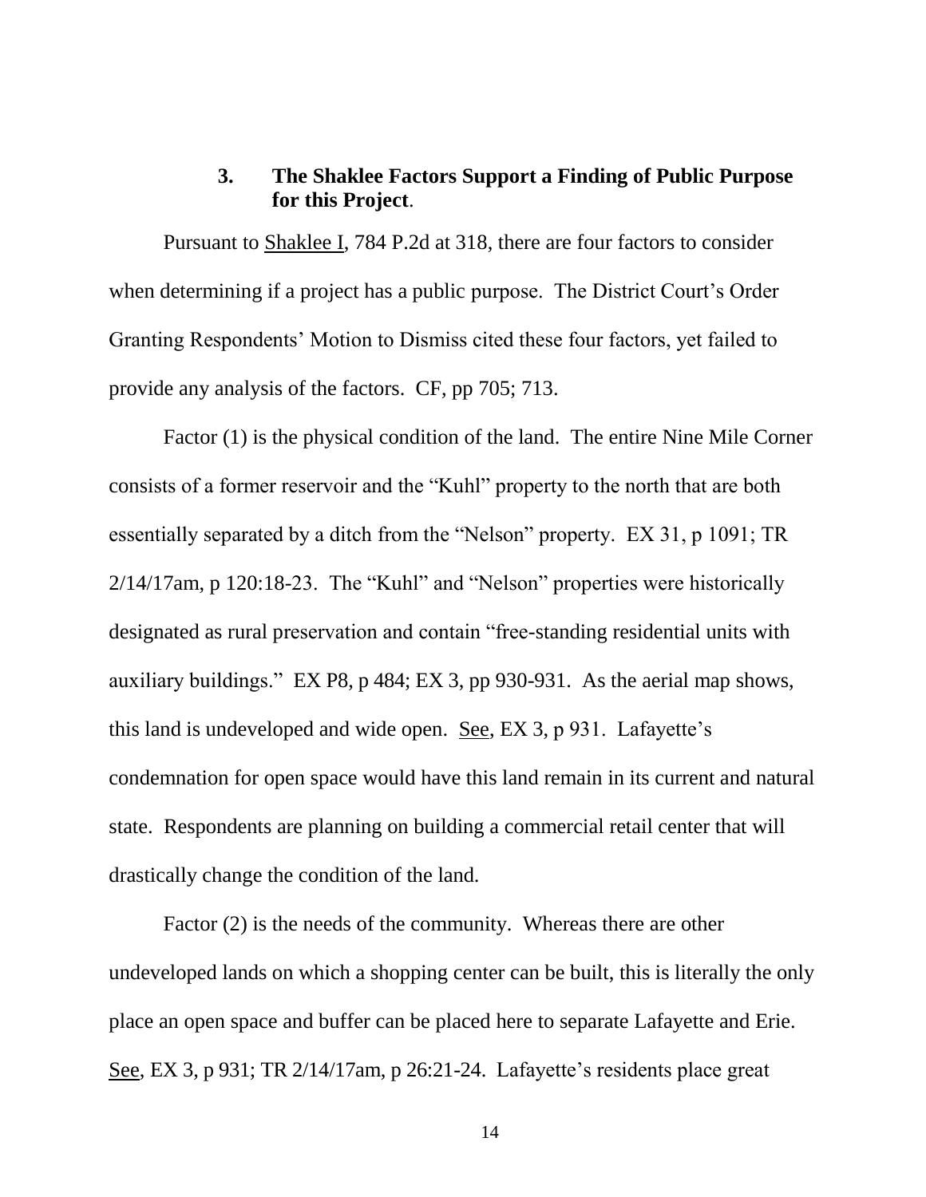### 3. **The Shaklee Factors Support a Finding of Public Purpose for this Project**.

Pursuant to Shaklee I, 784 P.2d at 318, there are four factors to consider when determining if a project has a public purpose. The District Court's Order Granting Respondents' Motion to Dismiss cited these four factors, yet failed to provide any analysis of the factors. CF, pp 705; 713.

Factor (1) is the physical condition of the land. The entire Nine Mile Corner consists of a former reservoir and the "Kuhl" property to the north that are both essentially separated by a ditch from the "Nelson" property. EX 31, p 1091; TR 2/14/17am, p 120:18-23. The "Kuhl" and "Nelson" properties were historically designated as rural preservation and contain "free-standing residential units with auxiliary buildings." EX P8, p 484; EX 3, pp 930-931. As the aerial map shows, this land is undeveloped and wide open. See, EX 3, p 931. Lafayette's condemnation for open space would have this land remain in its current and natural state. Respondents are planning on building a commercial retail center that will drastically change the condition of the land.

Factor (2) is the needs of the community. Whereas there are other undeveloped lands on which a shopping center can be built, this is literally the only place an open space and buffer can be placed here to separate Lafayette and Erie. See, EX 3, p 931; TR 2/14/17am, p 26:21-24. Lafayette's residents place great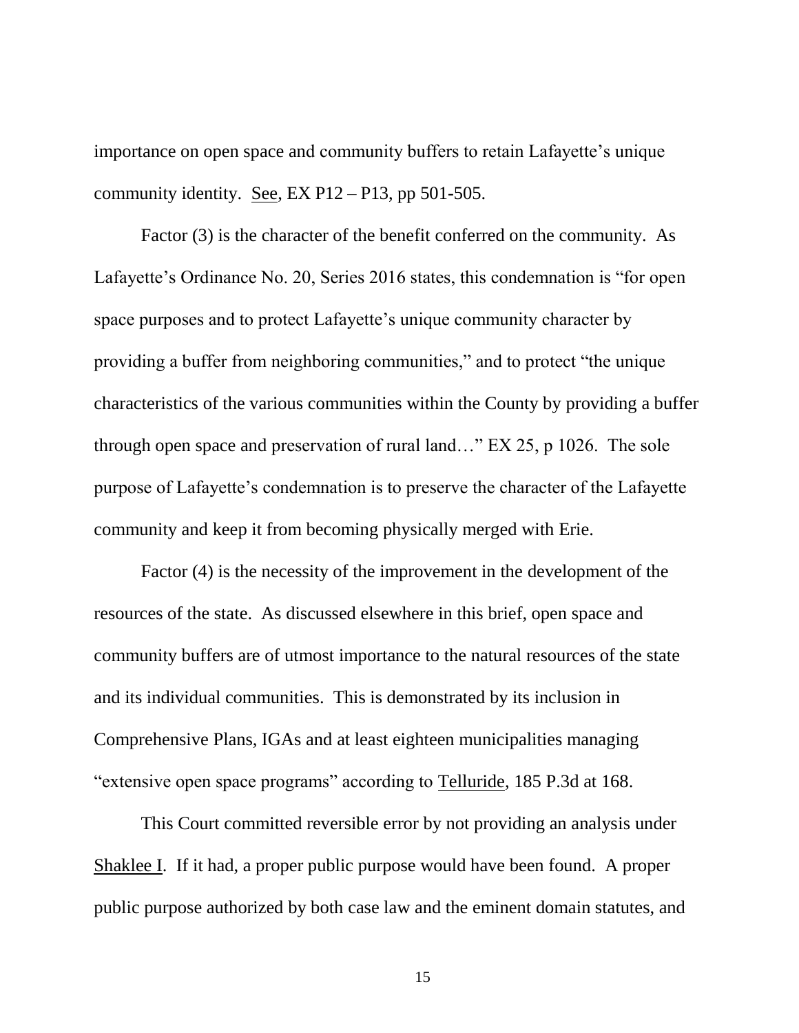importance on open space and community buffers to retain Lafayette's unique community identity. See, EX P12 – P13, pp 501-505.

Factor (3) is the character of the benefit conferred on the community. As Lafayette's Ordinance No. 20, Series 2016 states, this condemnation is "for open space purposes and to protect Lafayette's unique community character by providing a buffer from neighboring communities," and to protect "the unique characteristics of the various communities within the County by providing a buffer through open space and preservation of rural land…" EX 25, p 1026. The sole purpose of Lafayette's condemnation is to preserve the character of the Lafayette community and keep it from becoming physically merged with Erie.

Factor (4) is the necessity of the improvement in the development of the resources of the state. As discussed elsewhere in this brief, open space and community buffers are of utmost importance to the natural resources of the state and its individual communities. This is demonstrated by its inclusion in Comprehensive Plans, IGAs and at least eighteen municipalities managing "extensive open space programs" according to Telluride, 185 P.3d at 168.

This Court committed reversible error by not providing an analysis under Shaklee I. If it had, a proper public purpose would have been found. A proper public purpose authorized by both case law and the eminent domain statutes, and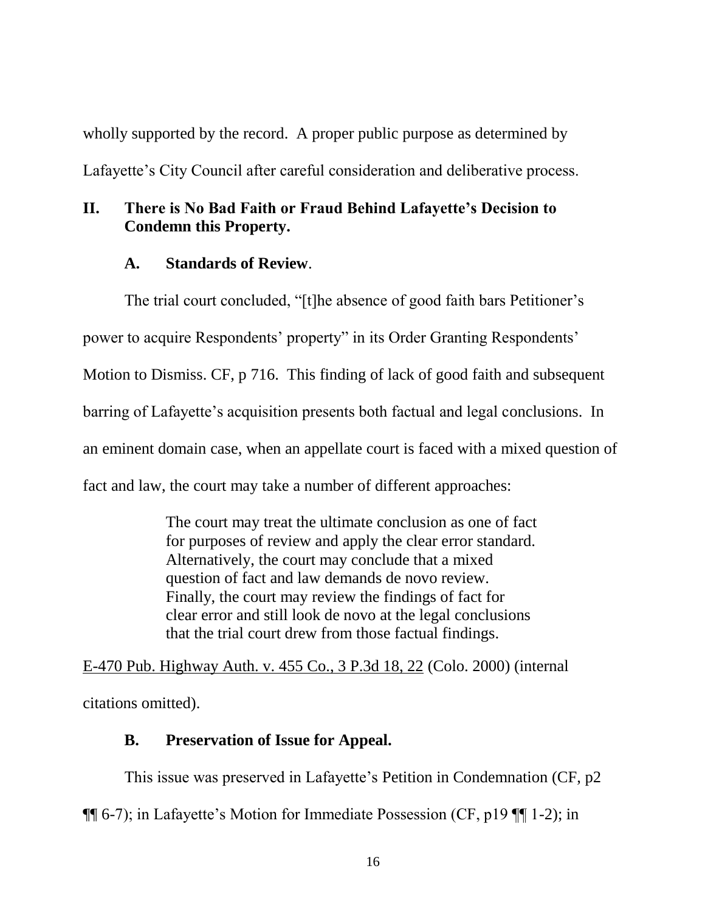wholly supported by the record. A proper public purpose as determined by Lafayette's City Council after careful consideration and deliberative process.

## II. There is No Bad Faith or Fraud Behind Lafayette's Decision to Condemn this Property.

### A. Standards of Review.

The trial court concluded, "[t]he absence of good faith bars Petitioner's power to acquire Respondents' property" in its Order Granting Respondents' Motion to Dismiss. CF, p 716. This finding of lack of good faith and subsequent barring of Lafayette's acquisition presents both factual and legal conclusions. In an eminent domain case, when an appellate court is faced with a mixed question of fact and law, the court may take a number of different approaches:

> The court may treat the ultimate conclusion as one of fact for purposes of review and apply the clear error standard. Alternatively, the court may conclude that a mixed question of fact and law demands de novo review. Finally, the court may review the findings of fact for clear error and still look de novo at the legal conclusions that the trial court drew from those factual findings.

E-470 Pub. Highway Auth. v. 455 Co., 3 P.3d 18, 22 (Colo. 2000) (internal citations omitted).

### B. Preservation of Issue for Appeal.

This issue was preserved in Lafayette's Petition in Condemnation (CF, p2 ¶¶ 6-7); in Lafayette's Motion for Immediate Possession (CF, p19 ¶¶ 1-2); in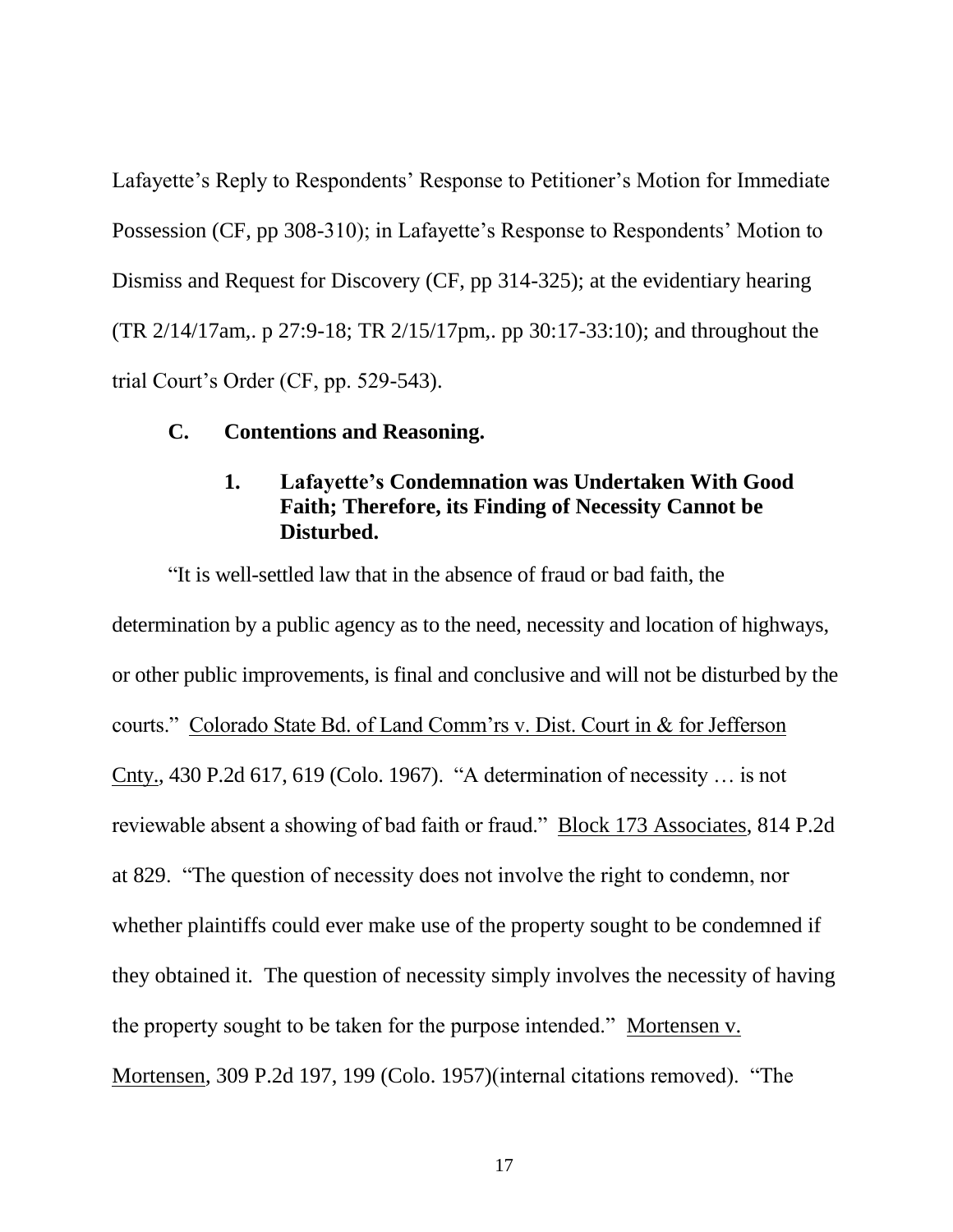Lafayette's Reply to Respondents' Response to Petitioner's Motion for Immediate Possession (CF, pp 308-310); in Lafayette's Response to Respondents' Motion to Dismiss and Request for Discovery (CF, pp 314-325); at the evidentiary hearing (TR 2/14/17am,. p 27:9-18; TR 2/15/17pm,. pp 30:17-33:10); and throughout the trial Court's Order (CF, pp. 529-543).

### C. Contentions and Reasoning.

#### 1. Lafayette's Condemnation was Undertaken With Good Faith; Therefore, its Finding of Necessity Cannot be Disturbed.

"It is well-settled law that in the absence of fraud or bad faith, the determination by a public agency as to the need, necessity and location of highways, or other public improvements, is final and conclusive and will not be disturbed by the courts." Colorado State Bd. of Land Comm'rs v. Dist. Court in & for Jefferson Cnty., 430 P.2d 617, 619 (Colo. 1967). "A determination of necessity … is not reviewable absent a showing of bad faith or fraud." Block 173 Associates, 814 P.2d at 829. "The question of necessity does not involve the right to condemn, nor whether plaintiffs could ever make use of the property sought to be condemned if they obtained it. The question of necessity simply involves the necessity of having the property sought to be taken for the purpose intended." Mortensen v. Mortensen, 309 P.2d 197, 199 (Colo. 1957)(internal citations removed). "The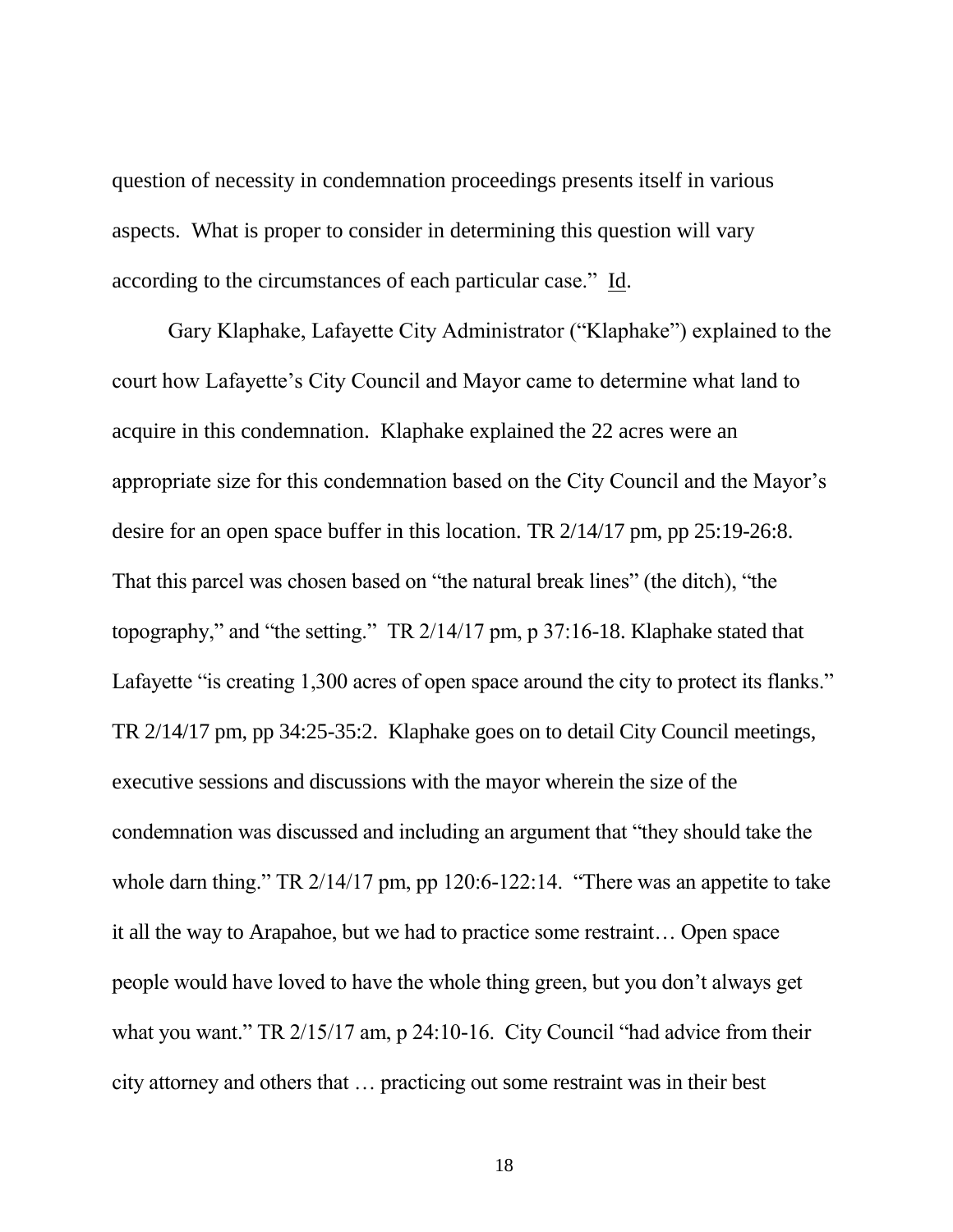question of necessity in condemnation proceedings presents itself in various aspects. What is proper to consider in determining this question will vary according to the circumstances of each particular case." Id.

Gary Klaphake, Lafayette City Administrator ("Klaphake") explained to the court how Lafayette's City Council and Mayor came to determine what land to acquire in this condemnation. Klaphake explained the 22 acres were an appropriate size for this condemnation based on the City Council and the Mayor's desire for an open space buffer in this location. TR 2/14/17 pm, pp 25:19-26:8. That this parcel was chosen based on "the natural break lines" (the ditch), "the topography," and "the setting." TR 2/14/17 pm, p 37:16-18. Klaphake stated that Lafayette "is creating 1,300 acres of open space around the city to protect its flanks." TR 2/14/17 pm, pp 34:25-35:2. Klaphake goes on to detail City Council meetings, executive sessions and discussions with the mayor wherein the size of the condemnation was discussed and including an argument that "they should take the whole darn thing." TR 2/14/17 pm, pp 120:6-122:14. "There was an appetite to take it all the way to Arapahoe, but we had to practice some restraint… Open space people would have loved to have the whole thing green, but you don't always get what you want." TR 2/15/17 am, p 24:10-16. City Council "had advice from their city attorney and others that … practicing out some restraint was in their best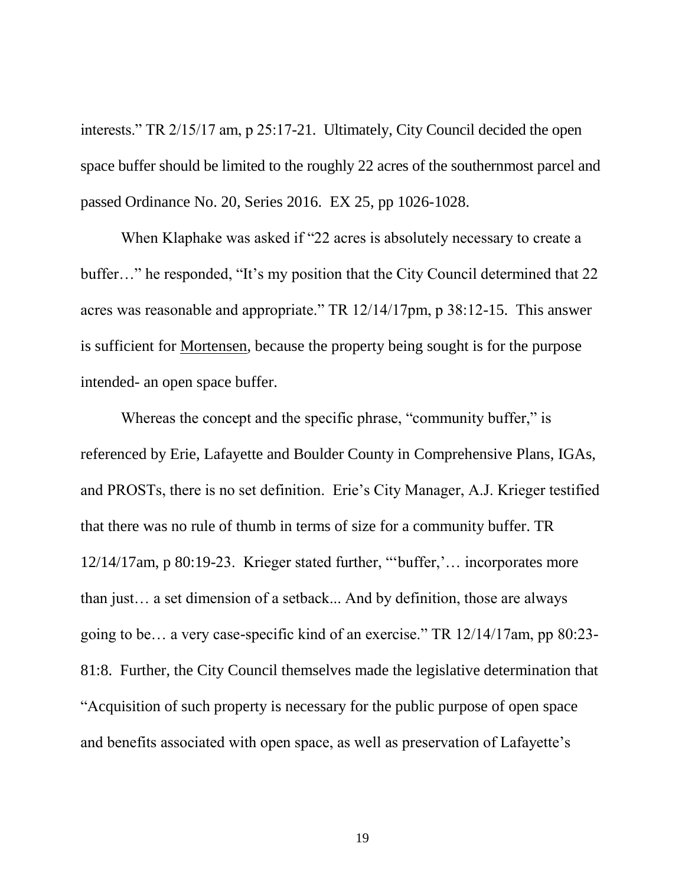interests." TR 2/15/17 am, p 25:17-21. Ultimately, City Council decided the open space buffer should be limited to the roughly 22 acres of the southernmost parcel and passed Ordinance No. 20, Series 2016. EX 25, pp 1026-1028.

When Klaphake was asked if "22 acres is absolutely necessary to create a buffer…" he responded, "It's my position that the City Council determined that 22 acres was reasonable and appropriate." TR 12/14/17pm, p 38:12-15. This answer is sufficient for Mortensen, because the property being sought is for the purpose intended- an open space buffer.

Whereas the concept and the specific phrase, "community buffer," is referenced by Erie, Lafayette and Boulder County in Comprehensive Plans, IGAs, and PROSTs, there is no set definition. Erie's City Manager, A.J. Krieger testified that there was no rule of thumb in terms of size for a community buffer. TR 12/14/17am, p 80:19-23. Krieger stated further, "'buffer,'… incorporates more than just… a set dimension of a setback... And by definition, those are always going to be… a very case-specific kind of an exercise." TR 12/14/17am, pp 80:23-81:8. Further, the City Council themselves made the legislative determination that "Acquisition of such property is necessary for the public purpose of open space and benefits associated with open space, as well as preservation of Lafayette's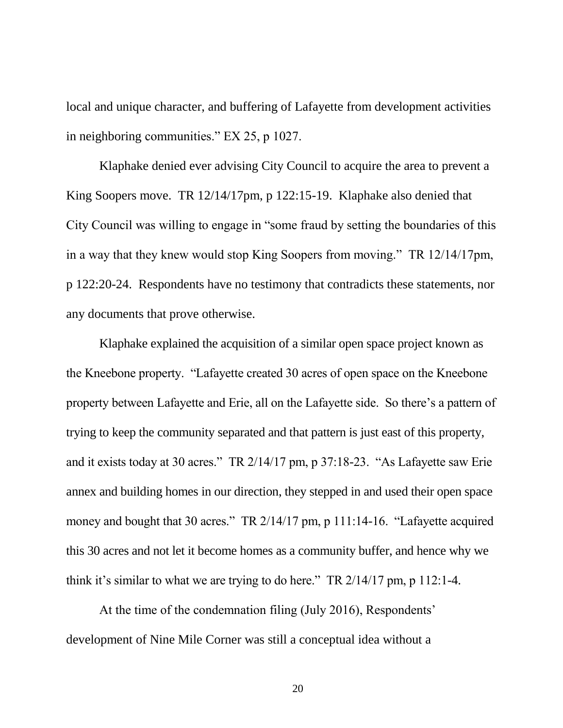local and unique character, and buffering of Lafayette from development activities in neighboring communities." EX 25, p 1027.

Klaphake denied ever advising City Council to acquire the area to prevent a King Soopers move. TR 12/14/17pm, p 122:15-19. Klaphake also denied that City Council was willing to engage in "some fraud by setting the boundaries of this in a way that they knew would stop King Soopers from moving." TR 12/14/17pm, p 122:20-24. Respondents have no testimony that contradicts these statements, nor any documents that prove otherwise.

Klaphake explained the acquisition of a similar open space project known as the Kneebone property. "Lafayette created 30 acres of open space on the Kneebone property between Lafayette and Erie, all on the Lafayette side. So there's a pattern of trying to keep the community separated and that pattern is just east of this property, and it exists today at 30 acres." TR 2/14/17 pm, p 37:18-23. "As Lafayette saw Erie annex and building homes in our direction, they stepped in and used their open space money and bought that 30 acres." TR 2/14/17 pm, p 111:14-16. "Lafayette acquired this 30 acres and not let it become homes as a community buffer, and hence why we think it's similar to what we are trying to do here." TR 2/14/17 pm, p 112:1-4.

At the time of the condemnation filing (July 2016), Respondents' development of Nine Mile Corner was still a conceptual idea without a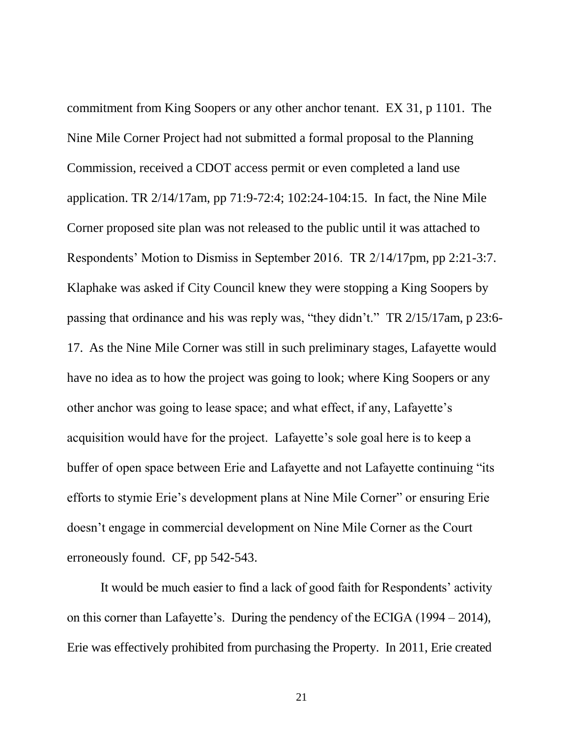commitment from King Soopers or any other anchor tenant. EX 31, p 1101. The Nine Mile Corner Project had not submitted a formal proposal to the Planning Commission, received a CDOT access permit or even completed a land use application. TR 2/14/17am, pp 71:9-72:4; 102:24-104:15. In fact, the Nine Mile Corner proposed site plan was not released to the public until it was attached to Respondents' Motion to Dismiss in September 2016. TR 2/14/17pm, pp 2:21-3:7. Klaphake was asked if City Council knew they were stopping a King Soopers by passing that ordinance and his was reply was, "they didn't." TR 2/15/17am, p 23:6-17. As the Nine Mile Corner was still in such preliminary stages, Lafayette would have no idea as to how the project was going to look; where King Soopers or any other anchor was going to lease space; and what effect, if any, Lafayette's acquisition would have for the project. Lafayette's sole goal here is to keep a buffer of open space between Erie and Lafayette and not Lafayette continuing "its efforts to stymie Erie's development plans at Nine Mile Corner" or ensuring Erie doesn't engage in commercial development on Nine Mile Corner as the Court erroneously found. CF, pp 542-543.

It would be much easier to find a lack of good faith for Respondents' activity on this corner than Lafayette's. During the pendency of the ECIGA (1994 – 2014), Erie was effectively prohibited from purchasing the Property. In 2011, Erie created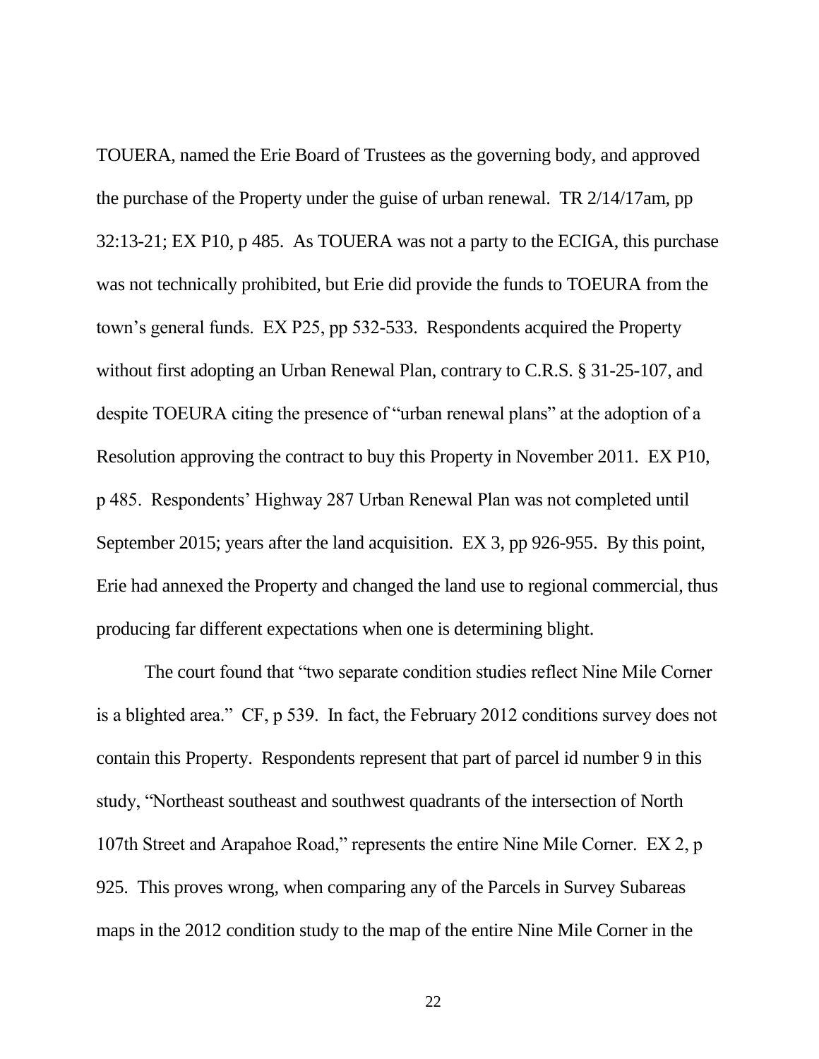TOUERA, named the Erie Board of Trustees as the governing body, and approved the purchase of the Property under the guise of urban renewal. TR 2/14/17am, pp 32:13-21; EX P10, p 485. As TOUERA was not a party to the ECIGA, this purchase was not technically prohibited, but Erie did provide the funds to TOEURA from the town's general funds. EX P25, pp 532-533. Respondents acquired the Property without first adopting an Urban Renewal Plan, contrary to C.R.S. § 31-25-107, and despite TOEURA citing the presence of "urban renewal plans" at the adoption of a Resolution approving the contract to buy this Property in November 2011. EX P10, p 485. Respondents' Highway 287 Urban Renewal Plan was not completed until September 2015; years after the land acquisition. EX 3, pp 926-955. By this point, Erie had annexed the Property and changed the land use to regional commercial, thus producing far different expectations when one is determining blight.

The court found that "two separate condition studies reflect Nine Mile Corner is a blighted area." CF, p 539. In fact, the February 2012 conditions survey does not contain this Property. Respondents represent that part of parcel id number 9 in this study, "Northeast southeast and southwest quadrants of the intersection of North 107th Street and Arapahoe Road," represents the entire Nine Mile Corner. EX 2, p 925. This proves wrong, when comparing any of the Parcels in Survey Subareas maps in the 2012 condition study to the map of the entire Nine Mile Corner in the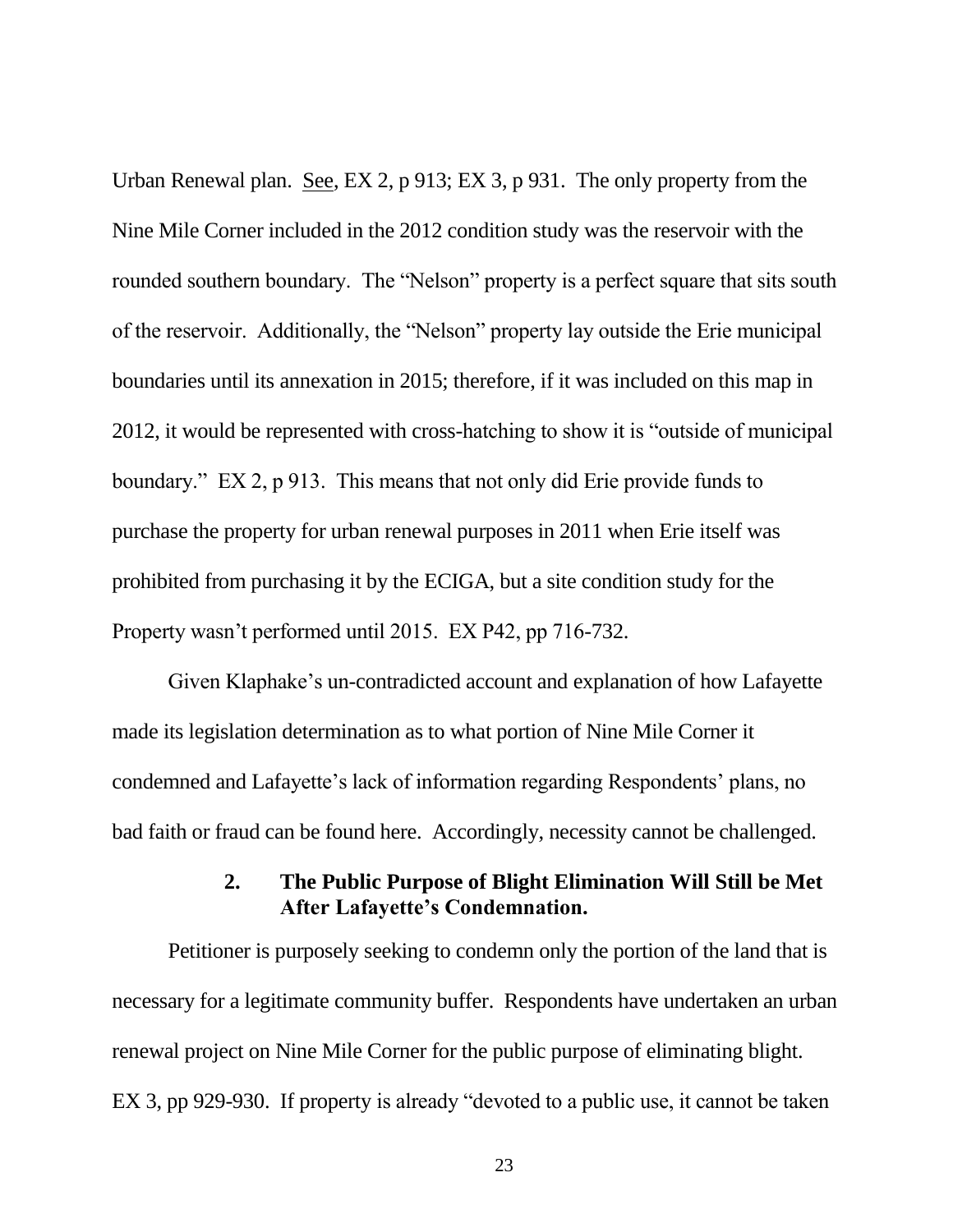Urban Renewal plan. See, EX 2, p 913; EX 3, p 931. The only property from the Nine Mile Corner included in the 2012 condition study was the reservoir with the rounded southern boundary. The "Nelson" property is a perfect square that sits south of the reservoir. Additionally, the "Nelson" property lay outside the Erie municipal boundaries until its annexation in 2015; therefore, if it was included on this map in 2012, it would be represented with cross-hatching to show it is "outside of municipal boundary." EX 2, p 913. This means that not only did Erie provide funds to purchase the property for urban renewal purposes in 2011 when Erie itself was prohibited from purchasing it by the ECIGA, but a site condition study for the Property wasn't performed until 2015. EX P42, pp 716-732.

Given Klaphake's un-contradicted account and explanation of how Lafayette made its legislation determination as to what portion of Nine Mile Corner it condemned and Lafayette's lack of information regarding Respondents' plans, no bad faith or fraud can be found here. Accordingly, necessity cannot be challenged.

### 2. The Public Purpose of Blight Elimination Will Still be Met After Lafayette's Condemnation.

Petitioner is purposely seeking to condemn only the portion of the land that is necessary for a legitimate community buffer. Respondents have undertaken an urban renewal project on Nine Mile Corner for the public purpose of eliminating blight. EX 3, pp 929-930. If property is already "devoted to a public use, it cannot be taken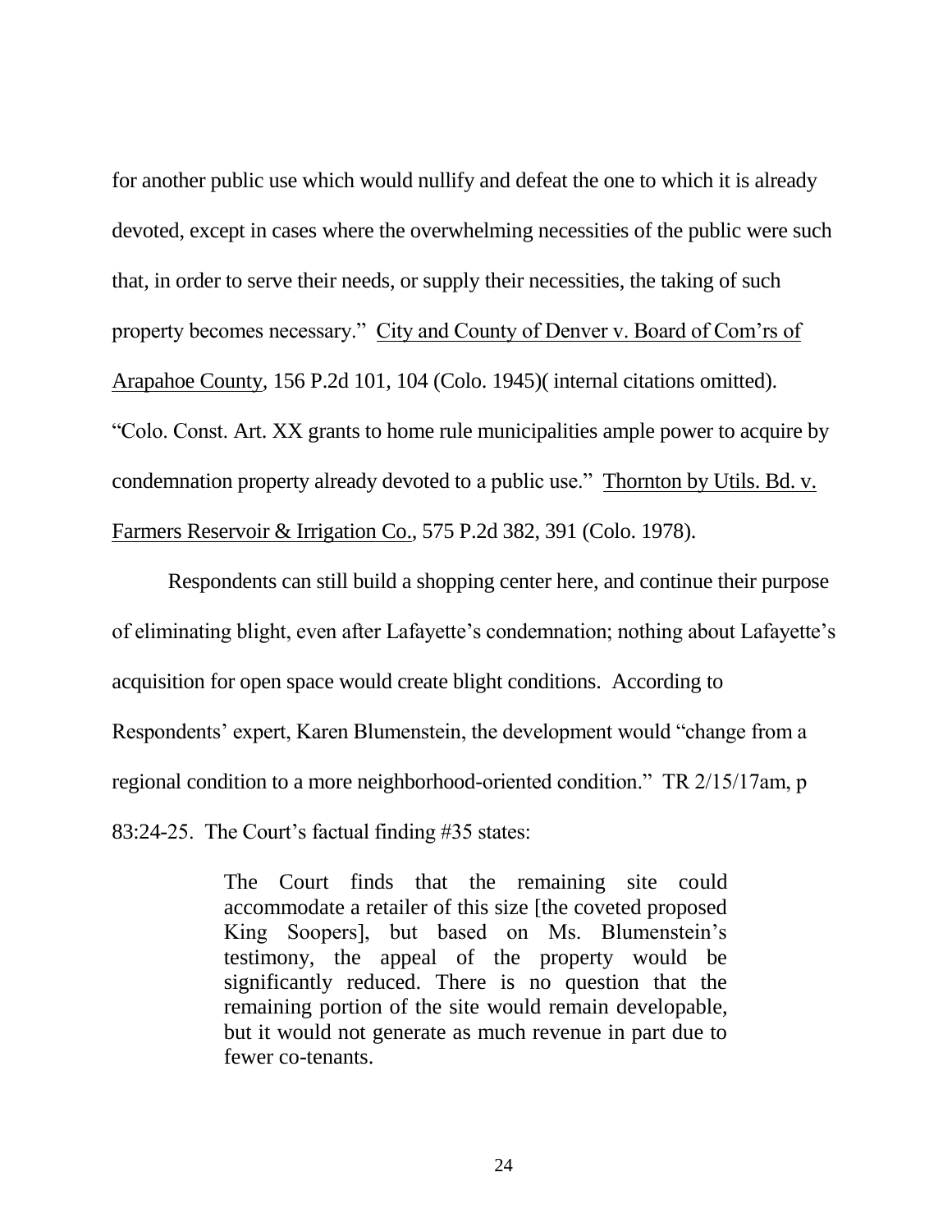for another public use which would nullify and defeat the one to which it is already devoted, except in cases where the overwhelming necessities of the public were such that, in order to serve their needs, or supply their necessities, the taking of such property becomes necessary." City and County of Denver v. Board of Com'rs of Arapahoe County, 156 P.2d 101, 104 (Colo. 1945)( internal citations omitted). "Colo. Const. Art. XX grants to home rule municipalities ample power to acquire by condemnation property already devoted to a public use." Thornton by Utils. Bd. v. Farmers Reservoir & Irrigation Co., 575 P.2d 382, 391 (Colo. 1978).

Respondents can still build a shopping center here, and continue their purpose of eliminating blight, even after Lafayette's condemnation; nothing about Lafayette's acquisition for open space would create blight conditions. According to Respondents' expert, Karen Blumenstein, the development would "change from a regional condition to a more neighborhood-oriented condition." TR 2/15/17am, p 83:24-25. The Court's factual finding #35 states:

> The Court finds that the remaining site could accommodate a retailer of this size [the coveted proposed King Soopers], but based on Ms. Blumenstein's testimony, the appeal of the property would be significantly reduced. There is no question that the remaining portion of the site would remain developable, but it would not generate as much revenue in part due to fewer co-tenants.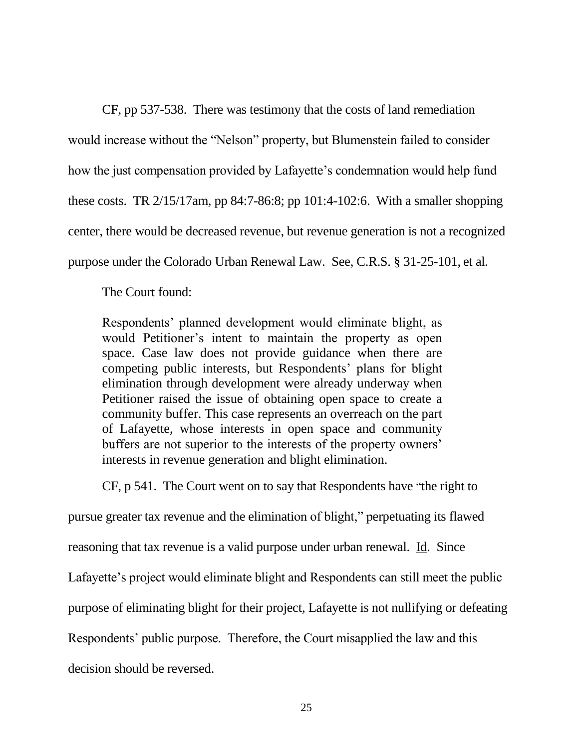CF, pp 537-538. There was testimony that the costs of land remediation would increase without the "Nelson" property, but Blumenstein failed to consider how the just compensation provided by Lafayette's condemnation would help fund these costs. TR 2/15/17am, pp 84:7-86:8; pp 101:4-102:6. With a smaller shopping center, there would be decreased revenue, but revenue generation is not a recognized purpose under the Colorado Urban Renewal Law. See, C.R.S. § 31-25-101, et al.

The Court found:

> Respondents' planned development would eliminate blight, as would Petitioner's intent to maintain the property as open space. Case law does not provide guidance when there are competing public interests, but Respondents' plans for blight elimination through development were already underway when Petitioner raised the issue of obtaining open space to create a community buffer. This case represents an overreach on the part of Lafayette, whose interests in open space and community buffers are not superior to the interests of the property owners' interests in revenue generation and blight elimination.

CF, p 541. The Court went on to say that Respondents have "the right to pursue greater tax revenue and the elimination of blight," perpetuating its flawed reasoning that tax revenue is a valid purpose under urban renewal. Id. Since Lafayette's project would eliminate blight and Respondents can still meet the public purpose of eliminating blight for their project, Lafayette is not nullifying or defeating Respondents' public purpose. Therefore, the Court misapplied the law and this decision should be reversed.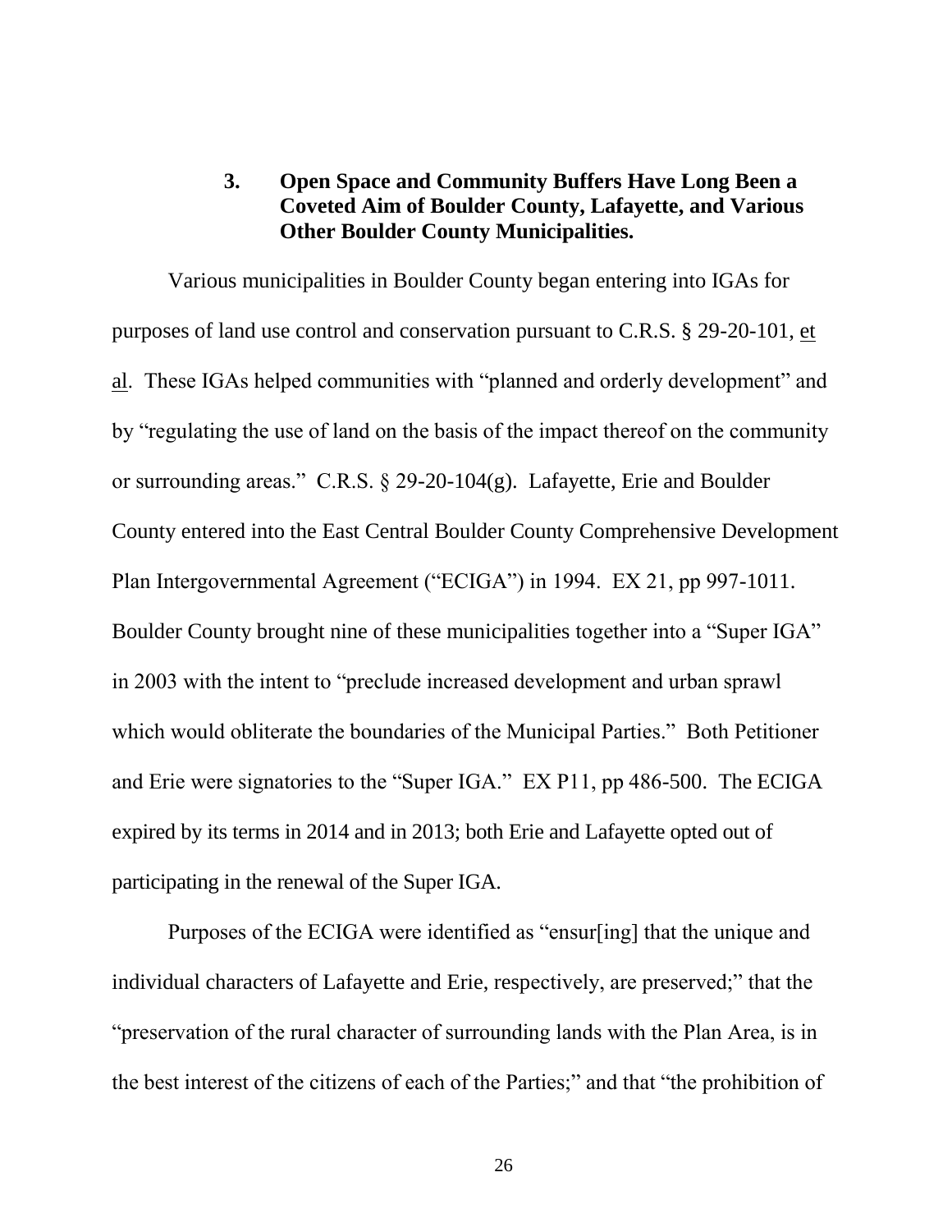### 3. Open Space and Community Buffers Have Long Been a Coveted Aim of Boulder County, Lafayette, and Various Other Boulder County Municipalities.

Various municipalities in Boulder County began entering into IGAs for purposes of land use control and conservation pursuant to C.R.S. § 29-20-101, et al. These IGAs helped communities with "planned and orderly development" and by "regulating the use of land on the basis of the impact thereof on the community or surrounding areas." C.R.S. § 29-20-104(g). Lafayette, Erie and Boulder County entered into the East Central Boulder County Comprehensive Development Plan Intergovernmental Agreement ("ECIGA") in 1994. EX 21, pp 997-1011. Boulder County brought nine of these municipalities together into a "Super IGA" in 2003 with the intent to "preclude increased development and urban sprawl which would obliterate the boundaries of the Municipal Parties." Both Petitioner and Erie were signatories to the "Super IGA." EX P11, pp 486-500. The ECIGA expired by its terms in 2014 and in 2013; both Erie and Lafayette opted out of participating in the renewal of the Super IGA.

Purposes of the ECIGA were identified as "ensur[ing] that the unique and individual characters of Lafayette and Erie, respectively, are preserved;" that the "preservation of the rural character of surrounding lands with the Plan Area, is in the best interest of the citizens of each of the Parties;" and that "the prohibition of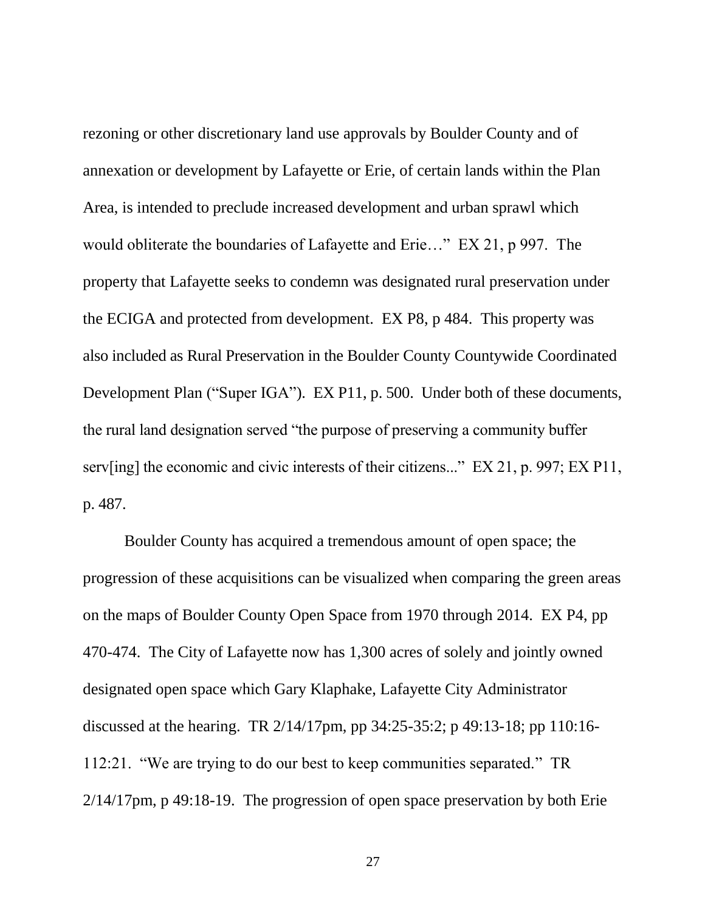rezoning or other discretionary land use approvals by Boulder County and of annexation or development by Lafayette or Erie, of certain lands within the Plan Area, is intended to preclude increased development and urban sprawl which would obliterate the boundaries of Lafayette and Erie…" EX 21, p 997. The property that Lafayette seeks to condemn was designated rural preservation under the ECIGA and protected from development. EX P8, p 484. This property was also included as Rural Preservation in the Boulder County Countywide Coordinated Development Plan ("Super IGA"). EX P11, p. 500. Under both of these documents, the rural land designation served "the purpose of preserving a community buffer serv[ing] the economic and civic interests of their citizens..." EX 21, p. 997; EX P11, p. 487.

Boulder County has acquired a tremendous amount of open space; the progression of these acquisitions can be visualized when comparing the green areas on the maps of Boulder County Open Space from 1970 through 2014. EX P4, pp 470-474. The City of Lafayette now has 1,300 acres of solely and jointly owned designated open space which Gary Klaphake, Lafayette City Administrator discussed at the hearing. TR 2/14/17pm, pp 34:25-35:2; p 49:13-18; pp 110:16-112:21. "We are trying to do our best to keep communities separated." TR 2/14/17pm, p 49:18-19. The progression of open space preservation by both Erie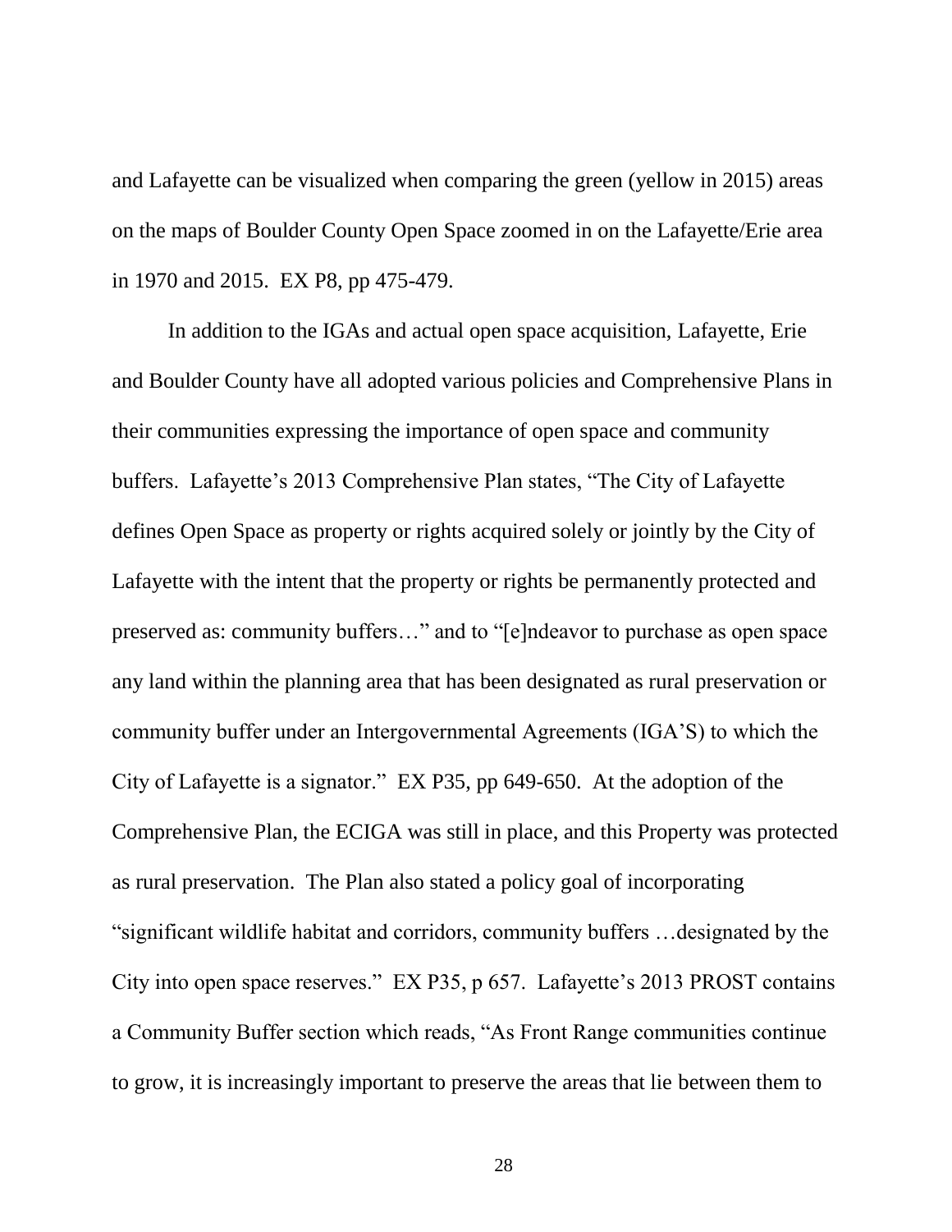and Lafayette can be visualized when comparing the green (yellow in 2015) areas on the maps of Boulder County Open Space zoomed in on the Lafayette/Erie area in 1970 and 2015. EX P8, pp 475-479.

In addition to the IGAs and actual open space acquisition, Lafayette, Erie and Boulder County have all adopted various policies and Comprehensive Plans in their communities expressing the importance of open space and community buffers. Lafayette's 2013 Comprehensive Plan states, "The City of Lafayette defines Open Space as property or rights acquired solely or jointly by the City of Lafayette with the intent that the property or rights be permanently protected and preserved as: community buffers…" and to "[e]ndeavor to purchase as open space any land within the planning area that has been designated as rural preservation or community buffer under an Intergovernmental Agreements (IGA'S) to which the City of Lafayette is a signator." EX P35, pp 649-650. At the adoption of the Comprehensive Plan, the ECIGA was still in place, and this Property was protected as rural preservation. The Plan also stated a policy goal of incorporating "significant wildlife habitat and corridors, community buffers …designated by the City into open space reserves." EX P35, p 657. Lafayette's 2013 PROST contains a Community Buffer section which reads, "As Front Range communities continue to grow, it is increasingly important to preserve the areas that lie between them to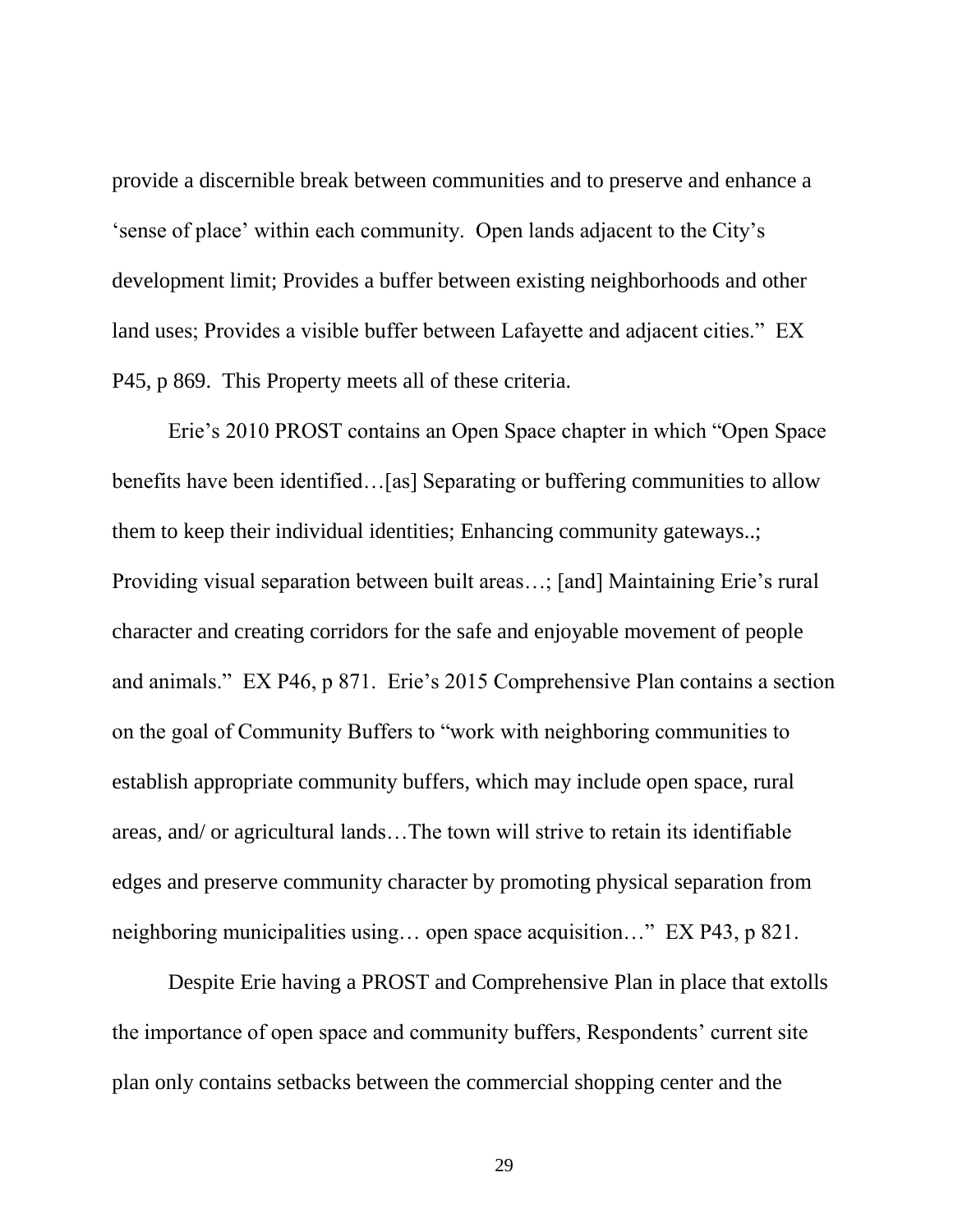provide a discernible break between communities and to preserve and enhance a 'sense of place' within each community. Open lands adjacent to the City's development limit; Provides a buffer between existing neighborhoods and other land uses; Provides a visible buffer between Lafayette and adjacent cities." EX P45, p 869. This Property meets all of these criteria.

Erie's 2010 PROST contains an Open Space chapter in which "Open Space benefits have been identified…[as] Separating or buffering communities to allow them to keep their individual identities; Enhancing community gateways..; Providing visual separation between built areas…; [and] Maintaining Erie's rural character and creating corridors for the safe and enjoyable movement of people and animals." EX P46, p 871. Erie's 2015 Comprehensive Plan contains a section on the goal of Community Buffers to "work with neighboring communities to establish appropriate community buffers, which may include open space, rural areas, and/ or agricultural lands…The town will strive to retain its identifiable edges and preserve community character by promoting physical separation from neighboring municipalities using… open space acquisition…" EX P43, p 821.

Despite Erie having a PROST and Comprehensive Plan in place that extolls the importance of open space and community buffers, Respondents' current site plan only contains setbacks between the commercial shopping center and the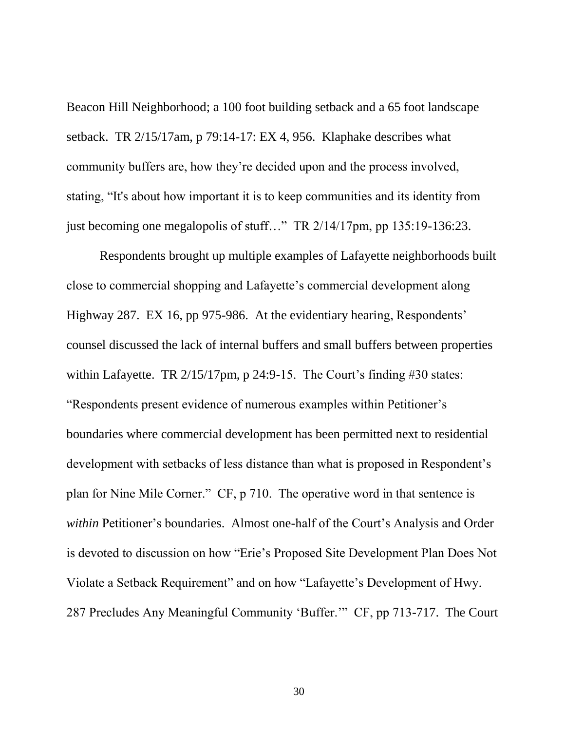Beacon Hill Neighborhood; a 100 foot building setback and a 65 foot landscape setback. TR 2/15/17am, p 79:14-17: EX 4, 956. Klaphake describes what community buffers are, how they're decided upon and the process involved, stating, "It's about how important it is to keep communities and its identity from just becoming one megalopolis of stuff…" TR 2/14/17pm, pp 135:19-136:23.

Respondents brought up multiple examples of Lafayette neighborhoods built close to commercial shopping and Lafayette's commercial development along Highway 287. EX 16, pp 975-986. At the evidentiary hearing, Respondents' counsel discussed the lack of internal buffers and small buffers between properties within Lafayette. TR 2/15/17pm, p 24:9-15. The Court's finding #30 states: "Respondents present evidence of numerous examples within Petitioner's boundaries where commercial development has been permitted next to residential development with setbacks of less distance than what is proposed in Respondent's plan for Nine Mile Corner." CF, p 710. The operative word in that sentence is *within* Petitioner's boundaries. Almost one-half of the Court's Analysis and Order is devoted to discussion on how "Erie's Proposed Site Development Plan Does Not Violate a Setback Requirement" and on how "Lafayette's Development of Hwy. 287 Precludes Any Meaningful Community 'Buffer.'" CF, pp 713-717. The Court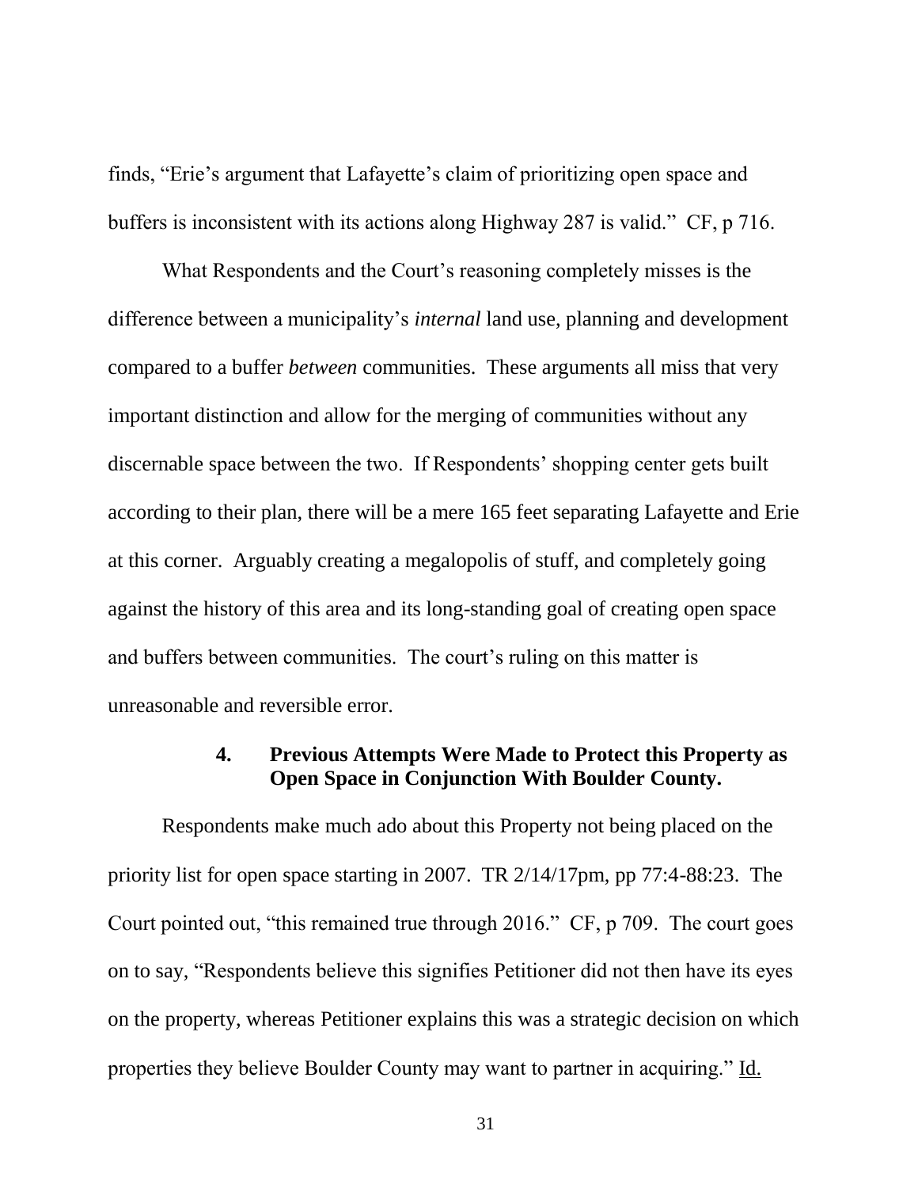finds, "Erie's argument that Lafayette's claim of prioritizing open space and buffers is inconsistent with its actions along Highway 287 is valid." CF, p 716.

What Respondents and the Court's reasoning completely misses is the difference between a municipality's *internal* land use, planning and development compared to a buffer *between* communities. These arguments all miss that very important distinction and allow for the merging of communities without any discernable space between the two. If Respondents' shopping center gets built according to their plan, there will be a mere 165 feet separating Lafayette and Erie at this corner. Arguably creating a megalopolis of stuff, and completely going against the history of this area and its long-standing goal of creating open space and buffers between communities. The court's ruling on this matter is unreasonable and reversible error.

### 4. Previous Attempts Were Made to Protect this Property as Open Space in Conjunction With Boulder County.

Respondents make much ado about this Property not being placed on the priority list for open space starting in 2007. TR 2/14/17pm, pp 77:4-88:23. The Court pointed out, "this remained true through 2016." CF, p 709. The court goes on to say, "Respondents believe this signifies Petitioner did not then have its eyes on the property, whereas Petitioner explains this was a strategic decision on which properties they believe Boulder County may want to partner in acquiring." Id.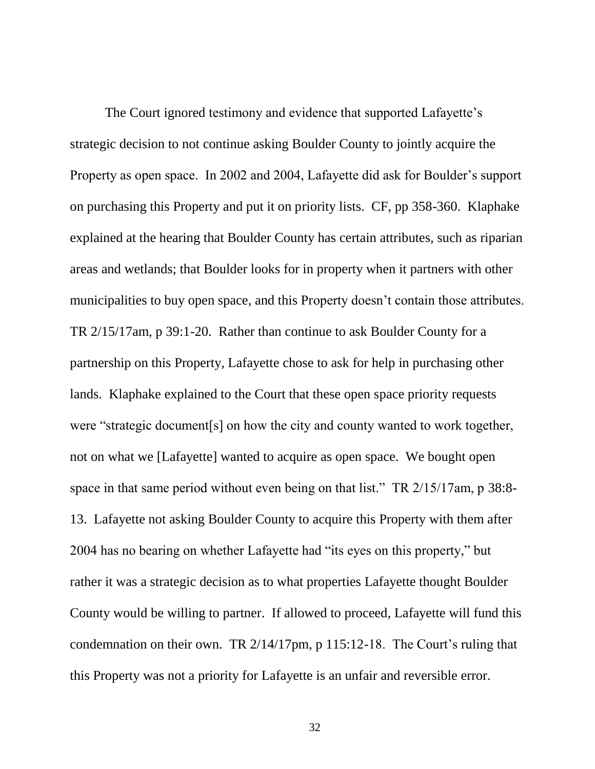The Court ignored testimony and evidence that supported Lafayette's strategic decision to not continue asking Boulder County to jointly acquire the Property as open space. In 2002 and 2004, Lafayette did ask for Boulder's support on purchasing this Property and put it on priority lists. CF, pp 358-360. Klaphake explained at the hearing that Boulder County has certain attributes, such as riparian areas and wetlands; that Boulder looks for in property when it partners with other municipalities to buy open space, and this Property doesn't contain those attributes. TR 2/15/17am, p 39:1-20. Rather than continue to ask Boulder County for a partnership on this Property, Lafayette chose to ask for help in purchasing other lands. Klaphake explained to the Court that these open space priority requests were "strategic document[s] on how the city and county wanted to work together, not on what we [Lafayette] wanted to acquire as open space. We bought open space in that same period without even being on that list." TR 2/15/17am, p 38:8-13. Lafayette not asking Boulder County to acquire this Property with them after 2004 has no bearing on whether Lafayette had "its eyes on this property," but rather it was a strategic decision as to what properties Lafayette thought Boulder County would be willing to partner. If allowed to proceed, Lafayette will fund this condemnation on their own. TR 2/14/17pm, p 115:12-18. The Court's ruling that this Property was not a priority for Lafayette is an unfair and reversible error.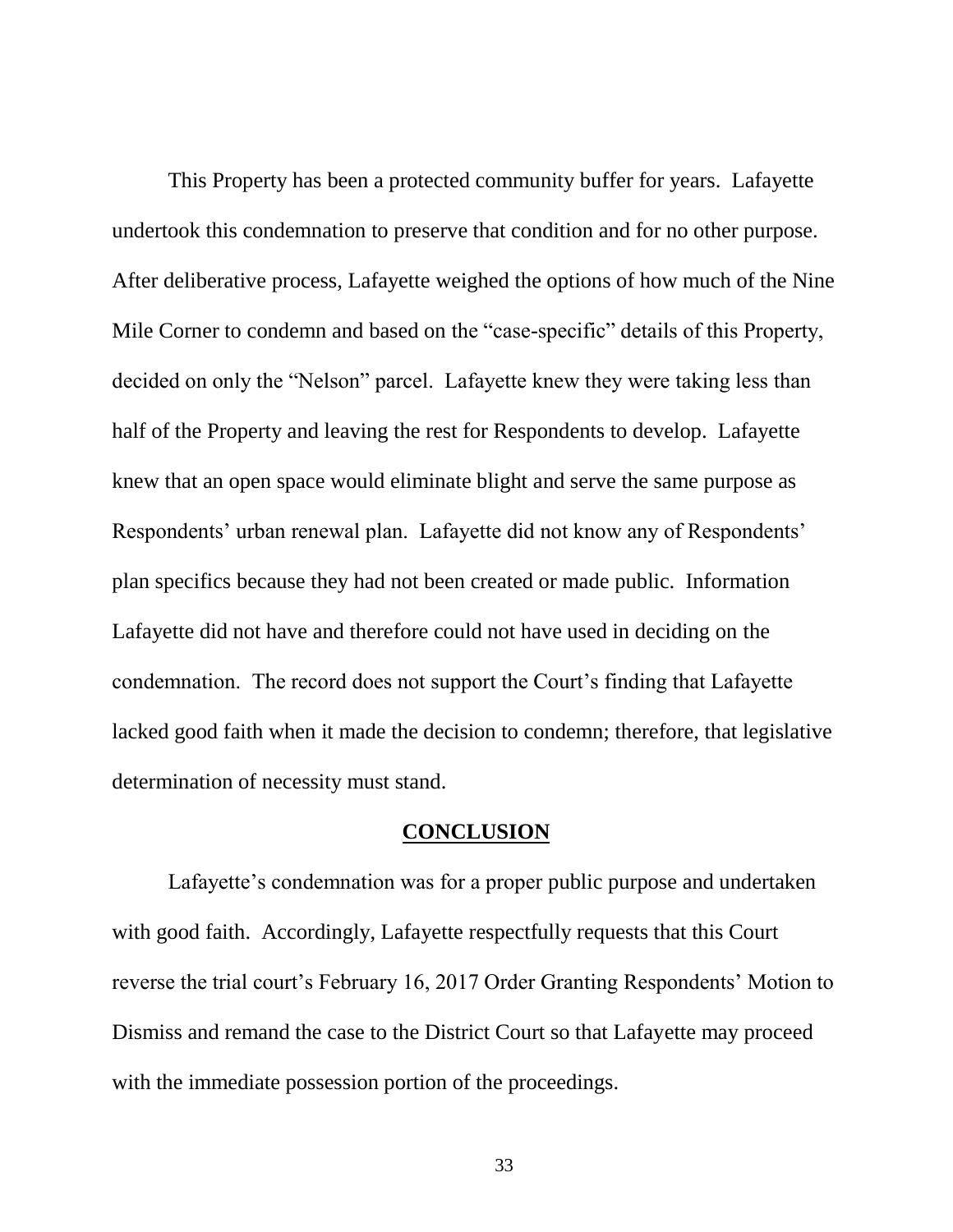This Property has been a protected community buffer for years. Lafayette undertook this condemnation to preserve that condition and for no other purpose. After deliberative process, Lafayette weighed the options of how much of the Nine Mile Corner to condemn and based on the "case-specific" details of this Property, decided on only the "Nelson" parcel. Lafayette knew they were taking less than half of the Property and leaving the rest for Respondents to develop. Lafayette knew that an open space would eliminate blight and serve the same purpose as Respondents' urban renewal plan. Lafayette did not know any of Respondents' plan specifics because they had not been created or made public. Information Lafayette did not have and therefore could not have used in deciding on the condemnation. The record does not support the Court's finding that Lafayette lacked good faith when it made the decision to condemn; therefore, that legislative determination of necessity must stand.

## CONCLUSION

Lafayette's condemnation was for a proper public purpose and undertaken with good faith. Accordingly, Lafayette respectfully requests that this Court reverse the trial court's February 16, 2017 Order Granting Respondents' Motion to Dismiss and remand the case to the District Court so that Lafayette may proceed with the immediate possession portion of the proceedings.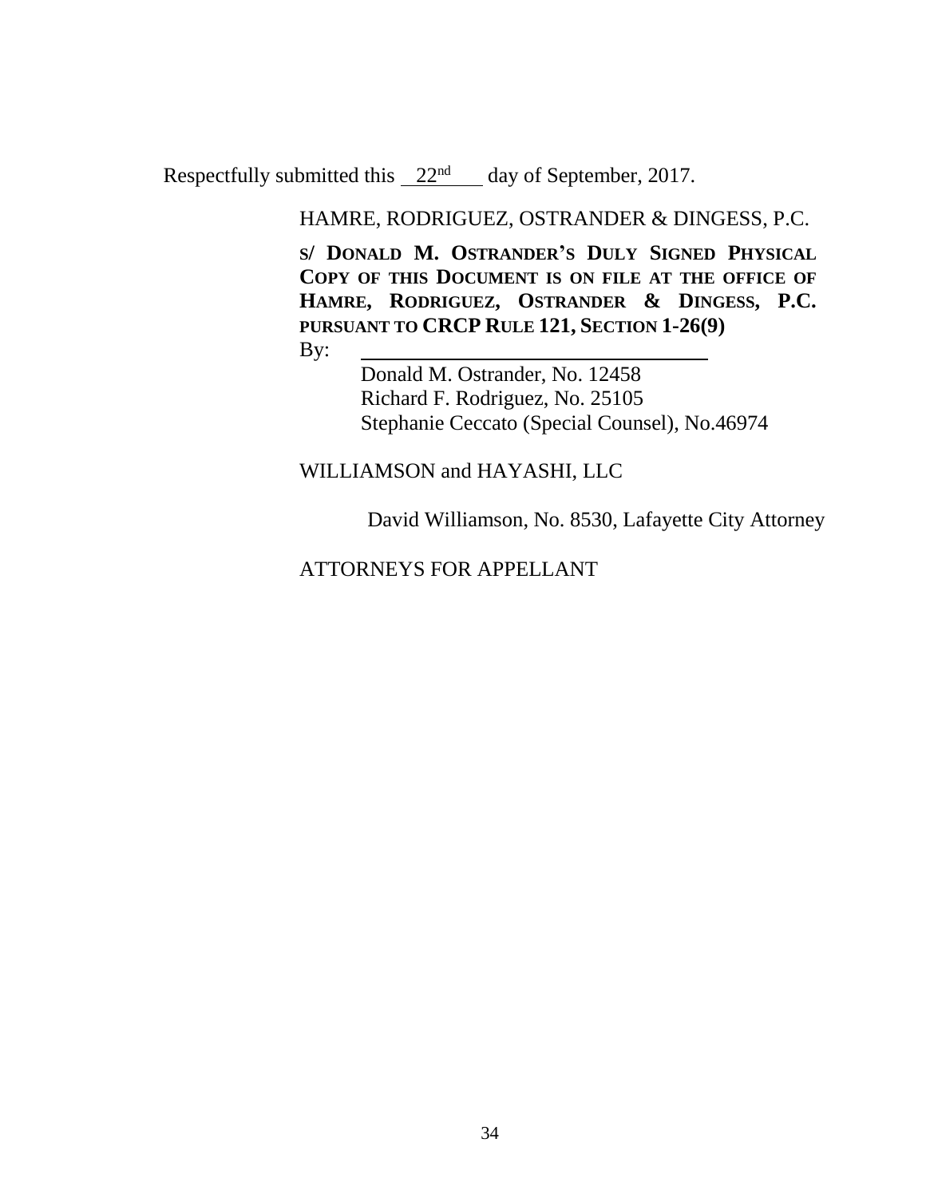Respectfully submitted this 22nd day of September, 2017.

HAMRE, RODRIGUEZ, OSTRANDER & DINGESS, P.C.

**S/ DONALD M. OSTRANDER'S DULY SIGNED PHYSICAL COPY OF THIS DOCUMENT IS ON FILE AT THE OFFICE OF HAMRE, RODRIGUEZ, OSTRANDER & DINGESS, P.C. PURSUANT TO CRCP RULE 121, SECTION 1-26(9)**

By: ________________________________

Donald M. Ostrander, No. 12458
Richard F. Rodriguez, No. 25105
Stephanie Ceccato (Special Counsel), No.46974

WILLIAMSON and HAYASHI, LLC

David Williamson, No. 8530, Lafayette City Attorney

ATTORNEYS FOR APPELLANT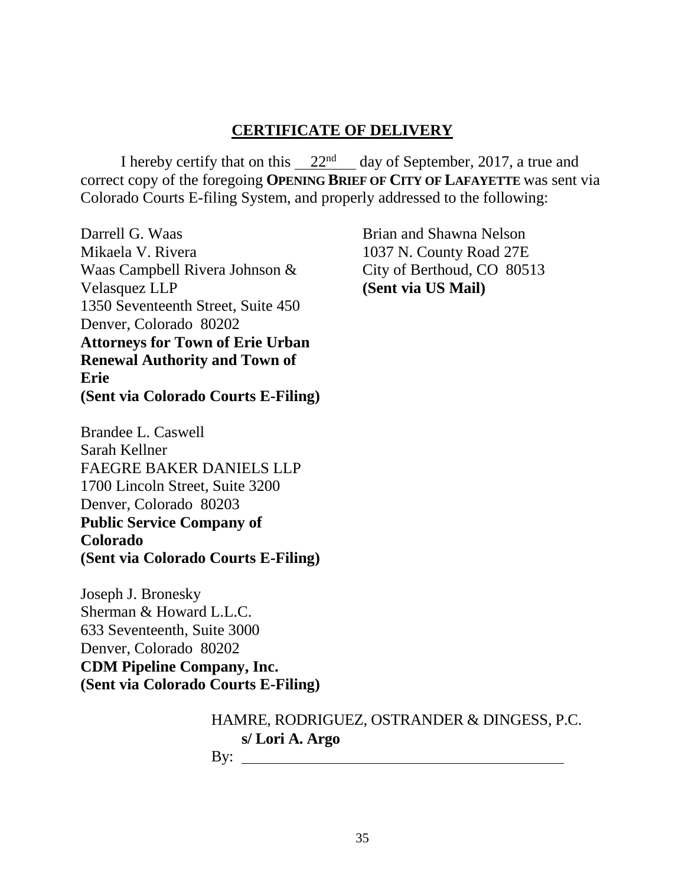## CERTIFICATE OF DELIVERY

I hereby certify that on this 22nd day of September, 2017, a true and correct copy of the foregoing **OPENING BRIEF OF CITY OF LAFAYETTE** was sent via Colorado Courts E-filing System, and properly addressed to the following:

Darrell G. Waas
Mikaela V. Rivera
Waas Campbell Rivera Johnson & Velasquez LLP
1350 Seventeenth Street, Suite 450
Denver, Colorado 80202
**Attorneys for Town of Erie Urban Renewal Authority and Town of Erie**
**(Sent via Colorado Courts E-Filing)**

Brandee L. Caswell
Sarah Kellner
FAEGRE BAKER DANIELS LLP
1700 Lincoln Street, Suite 3200
Denver, Colorado 80203
**Public Service Company of Colorado**
**(Sent via Colorado Courts E-Filing)**

Joseph J. Bronesky
Sherman & Howard L.L.C.
633 Seventeenth, Suite 3000
Denver, Colorado 80202
**CDM Pipeline Company, Inc.**
**(Sent via Colorado Courts E-Filing)**

Brian and Shawna Nelson
1037 N. County Road 27E
City of Berthoud, CO 80513
**(Sent via US Mail)**

HAMRE, RODRIGUEZ, OSTRANDER & DINGESS, P.C.

By: **s/ Lori A. Argo**